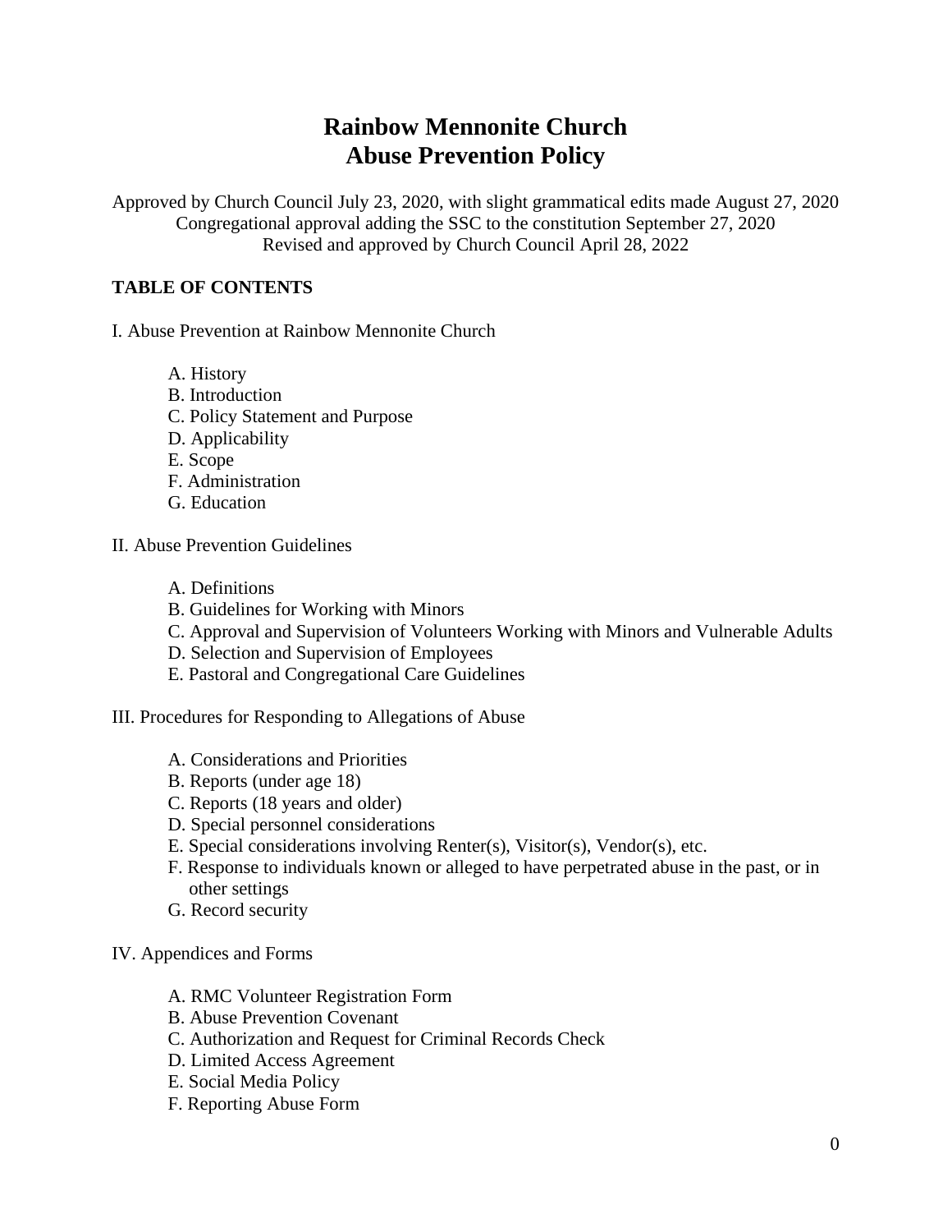# Rainbow Mennonite Church
# Abuse Prevention Policy

Approved by Church Council July 23, 2020, with slight grammatical edits made August 27, 2020
Congregational approval adding the SSC to the constitution September 27, 2020
Revised and approved by Church Council April 28, 2022

**TABLE OF CONTENTS**

I. Abuse Prevention at Rainbow Mennonite Church

- A. History
- B. Introduction
- C. Policy Statement and Purpose
- D. Applicability
- E. Scope
- F. Administration
- G. Education

II. Abuse Prevention Guidelines

- A. Definitions
- B. Guidelines for Working with Minors
- C. Approval and Supervision of Volunteers Working with Minors and Vulnerable Adults
- D. Selection and Supervision of Employees
- E. Pastoral and Congregational Care Guidelines

III. Procedures for Responding to Allegations of Abuse

- A. Considerations and Priorities
- B. Reports (under age 18)
- C. Reports (18 years and older)
- D. Special personnel considerations
- E. Special considerations involving Renter(s), Visitor(s), Vendor(s), etc.
- F. Response to individuals known or alleged to have perpetrated abuse in the past, or in other settings
- G. Record security

IV. Appendices and Forms

- A. RMC Volunteer Registration Form
- B. Abuse Prevention Covenant
- C. Authorization and Request for Criminal Records Check
- D. Limited Access Agreement
- E. Social Media Policy
- F. Reporting Abuse Form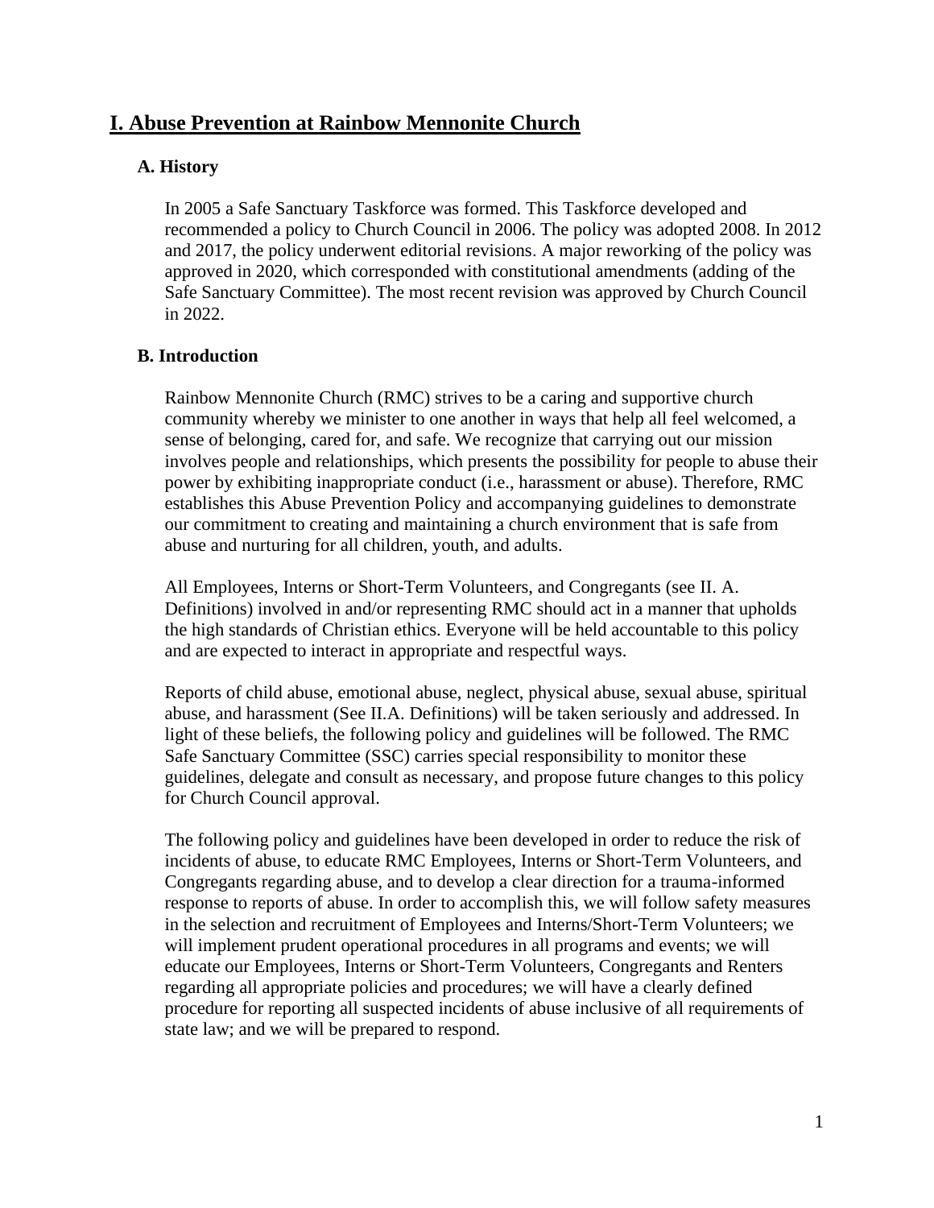# I. Abuse Prevention at Rainbow Mennonite Church

## A. History

In 2005 a Safe Sanctuary Taskforce was formed. This Taskforce developed and recommended a policy to Church Council in 2006. The policy was adopted 2008. In 2012 and 2017, the policy underwent editorial revisions. A major reworking of the policy was approved in 2020, which corresponded with constitutional amendments (adding of the Safe Sanctuary Committee). The most recent revision was approved by Church Council in 2022.

## B. Introduction

Rainbow Mennonite Church (RMC) strives to be a caring and supportive church community whereby we minister to one another in ways that help all feel welcomed, a sense of belonging, cared for, and safe. We recognize that carrying out our mission involves people and relationships, which presents the possibility for people to abuse their power by exhibiting inappropriate conduct (i.e., harassment or abuse). Therefore, RMC establishes this Abuse Prevention Policy and accompanying guidelines to demonstrate our commitment to creating and maintaining a church environment that is safe from abuse and nurturing for all children, youth, and adults.

All Employees, Interns or Short-Term Volunteers, and Congregants (see II. A. Definitions) involved in and/or representing RMC should act in a manner that upholds the high standards of Christian ethics. Everyone will be held accountable to this policy and are expected to interact in appropriate and respectful ways.

Reports of child abuse, emotional abuse, neglect, physical abuse, sexual abuse, spiritual abuse, and harassment (See II.A. Definitions) will be taken seriously and addressed. In light of these beliefs, the following policy and guidelines will be followed. The RMC Safe Sanctuary Committee (SSC) carries special responsibility to monitor these guidelines, delegate and consult as necessary, and propose future changes to this policy for Church Council approval.

The following policy and guidelines have been developed in order to reduce the risk of incidents of abuse, to educate RMC Employees, Interns or Short-Term Volunteers, and Congregants regarding abuse, and to develop a clear direction for a trauma-informed response to reports of abuse. In order to accomplish this, we will follow safety measures in the selection and recruitment of Employees and Interns/Short-Term Volunteers; we will implement prudent operational procedures in all programs and events; we will educate our Employees, Interns or Short-Term Volunteers, Congregants and Renters regarding all appropriate policies and procedures; we will have a clearly defined procedure for reporting all suspected incidents of abuse inclusive of all requirements of state law; and we will be prepared to respond.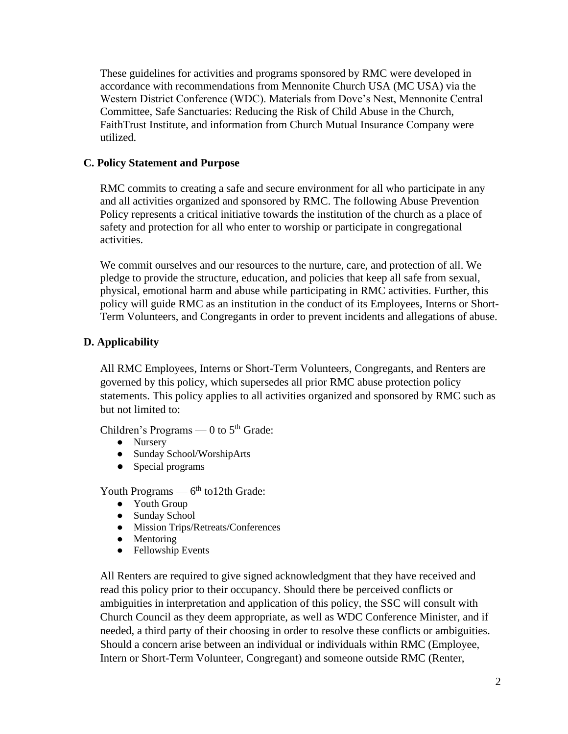These guidelines for activities and programs sponsored by RMC were developed in accordance with recommendations from Mennonite Church USA (MC USA) via the Western District Conference (WDC). Materials from Dove's Nest, Mennonite Central Committee, Safe Sanctuaries: Reducing the Risk of Child Abuse in the Church, FaithTrust Institute, and information from Church Mutual Insurance Company were utilized.

### C. Policy Statement and Purpose

RMC commits to creating a safe and secure environment for all who participate in any and all activities organized and sponsored by RMC. The following Abuse Prevention Policy represents a critical initiative towards the institution of the church as a place of safety and protection for all who enter to worship or participate in congregational activities.

We commit ourselves and our resources to the nurture, care, and protection of all. We pledge to provide the structure, education, and policies that keep all safe from sexual, physical, emotional harm and abuse while participating in RMC activities. Further, this policy will guide RMC as an institution in the conduct of its Employees, Interns or Short-Term Volunteers, and Congregants in order to prevent incidents and allegations of abuse.

### D. Applicability

All RMC Employees, Interns or Short-Term Volunteers, Congregants, and Renters are governed by this policy, which supersedes all prior RMC abuse protection policy statements. This policy applies to all activities organized and sponsored by RMC such as but not limited to:

Children's Programs — 0 to 5th Grade:

- Nursery
- Sunday School/WorshipArts
- Special programs

Youth Programs — 6th to12th Grade:

- Youth Group
- Sunday School
- Mission Trips/Retreats/Conferences
- Mentoring
- Fellowship Events

All Renters are required to give signed acknowledgment that they have received and read this policy prior to their occupancy. Should there be perceived conflicts or ambiguities in interpretation and application of this policy, the SSC will consult with Church Council as they deem appropriate, as well as WDC Conference Minister, and if needed, a third party of their choosing in order to resolve these conflicts or ambiguities. Should a concern arise between an individual or individuals within RMC (Employee, Intern or Short-Term Volunteer, Congregant) and someone outside RMC (Renter,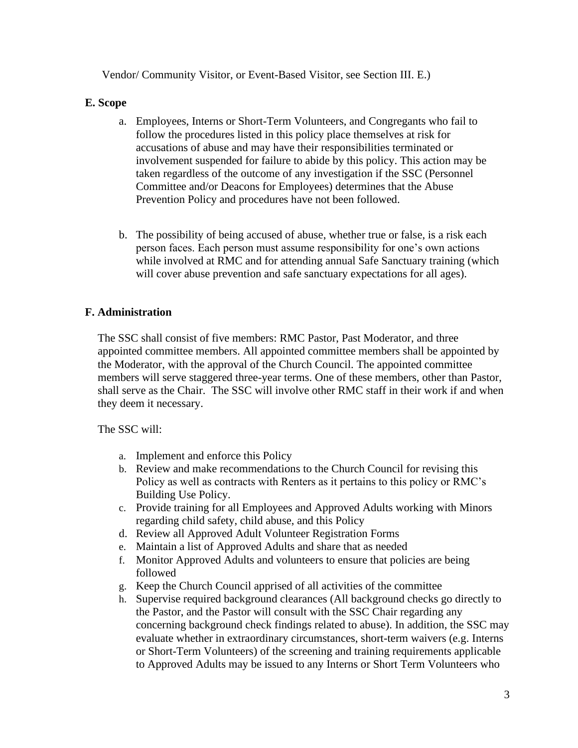Vendor/ Community Visitor, or Event-Based Visitor, see Section III. E.)

### E. Scope

a. Employees, Interns or Short-Term Volunteers, and Congregants who fail to follow the procedures listed in this policy place themselves at risk for accusations of abuse and may have their responsibilities terminated or involvement suspended for failure to abide by this policy. This action may be taken regardless of the outcome of any investigation if the SSC (Personnel Committee and/or Deacons for Employees) determines that the Abuse Prevention Policy and procedures have not been followed.

b. The possibility of being accused of abuse, whether true or false, is a risk each person faces. Each person must assume responsibility for one's own actions while involved at RMC and for attending annual Safe Sanctuary training (which will cover abuse prevention and safe sanctuary expectations for all ages).

### F. Administration

The SSC shall consist of five members: RMC Pastor, Past Moderator, and three appointed committee members. All appointed committee members shall be appointed by the Moderator, with the approval of the Church Council. The appointed committee members will serve staggered three-year terms. One of these members, other than Pastor, shall serve as the Chair. The SSC will involve other RMC staff in their work if and when they deem it necessary.

The SSC will:

a. Implement and enforce this Policy
b. Review and make recommendations to the Church Council for revising this Policy as well as contracts with Renters as it pertains to this policy or RMC's Building Use Policy.
c. Provide training for all Employees and Approved Adults working with Minors regarding child safety, child abuse, and this Policy
d. Review all Approved Adult Volunteer Registration Forms
e. Maintain a list of Approved Adults and share that as needed
f. Monitor Approved Adults and volunteers to ensure that policies are being followed
g. Keep the Church Council apprised of all activities of the committee
h. Supervise required background clearances (All background checks go directly to the Pastor, and the Pastor will consult with the SSC Chair regarding any concerning background check findings related to abuse). In addition, the SSC may evaluate whether in extraordinary circumstances, short-term waivers (e.g. Interns or Short-Term Volunteers) of the screening and training requirements applicable to Approved Adults may be issued to any Interns or Short Term Volunteers who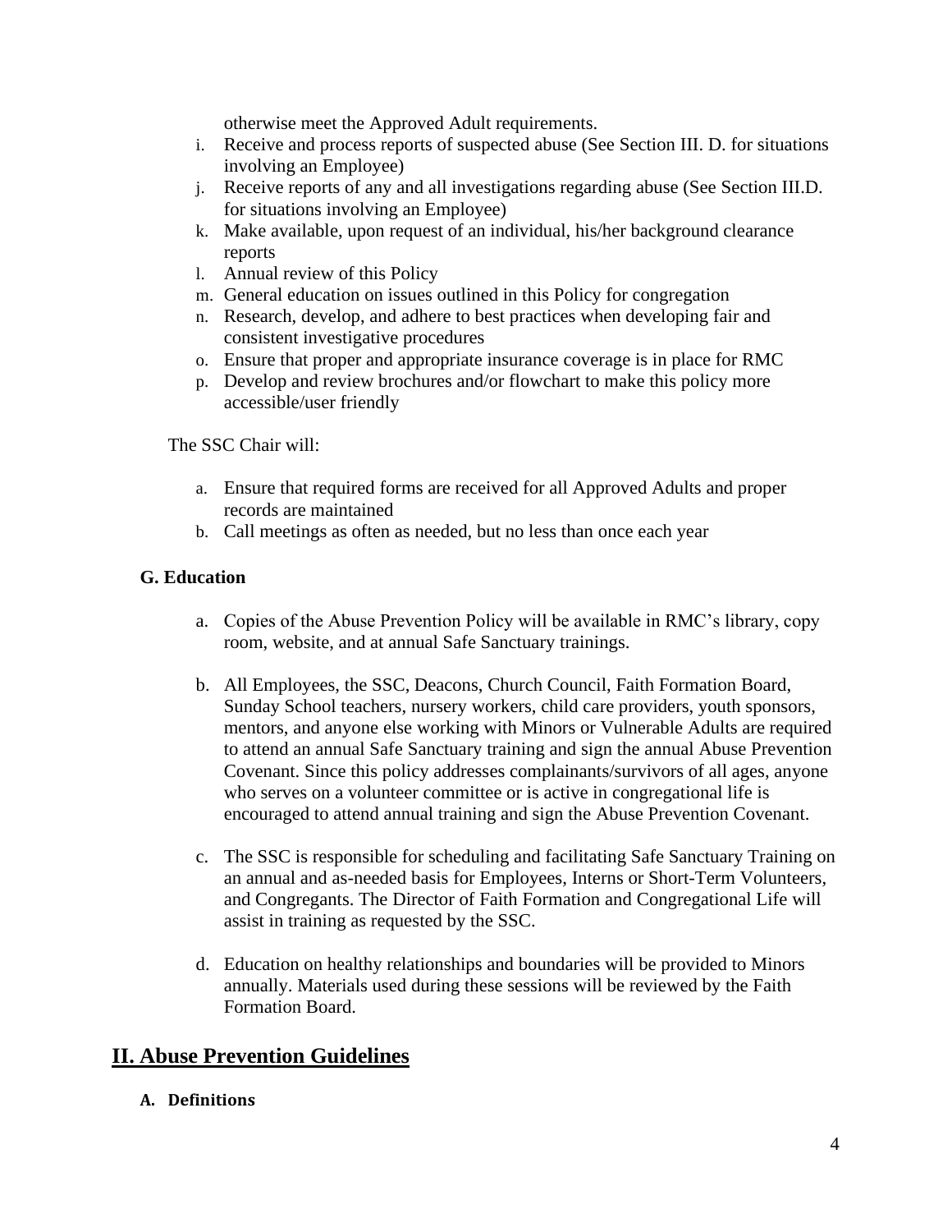otherwise meet the Approved Adult requirements.

i. Receive and process reports of suspected abuse (See Section III. D. for situations involving an Employee)
j. Receive reports of any and all investigations regarding abuse (See Section III.D. for situations involving an Employee)
k. Make available, upon request of an individual, his/her background clearance reports
l. Annual review of this Policy
m. General education on issues outlined in this Policy for congregation
n. Research, develop, and adhere to best practices when developing fair and consistent investigative procedures
o. Ensure that proper and appropriate insurance coverage is in place for RMC
p. Develop and review brochures and/or flowchart to make this policy more accessible/user friendly

The SSC Chair will:

a. Ensure that required forms are received for all Approved Adults and proper records are maintained
b. Call meetings as often as needed, but no less than once each year

### G. Education

a. Copies of the Abuse Prevention Policy will be available in RMC's library, copy room, website, and at annual Safe Sanctuary trainings.

b. All Employees, the SSC, Deacons, Church Council, Faith Formation Board, Sunday School teachers, nursery workers, child care providers, youth sponsors, mentors, and anyone else working with Minors or Vulnerable Adults are required to attend an annual Safe Sanctuary training and sign the annual Abuse Prevention Covenant. Since this policy addresses complainants/survivors of all ages, anyone who serves on a volunteer committee or is active in congregational life is encouraged to attend annual training and sign the Abuse Prevention Covenant.

c. The SSC is responsible for scheduling and facilitating Safe Sanctuary Training on an annual and as-needed basis for Employees, Interns or Short-Term Volunteers, and Congregants. The Director of Faith Formation and Congregational Life will assist in training as requested by the SSC.

d. Education on healthy relationships and boundaries will be provided to Minors annually. Materials used during these sessions will be reviewed by the Faith Formation Board.

## II. Abuse Prevention Guidelines

### A. Definitions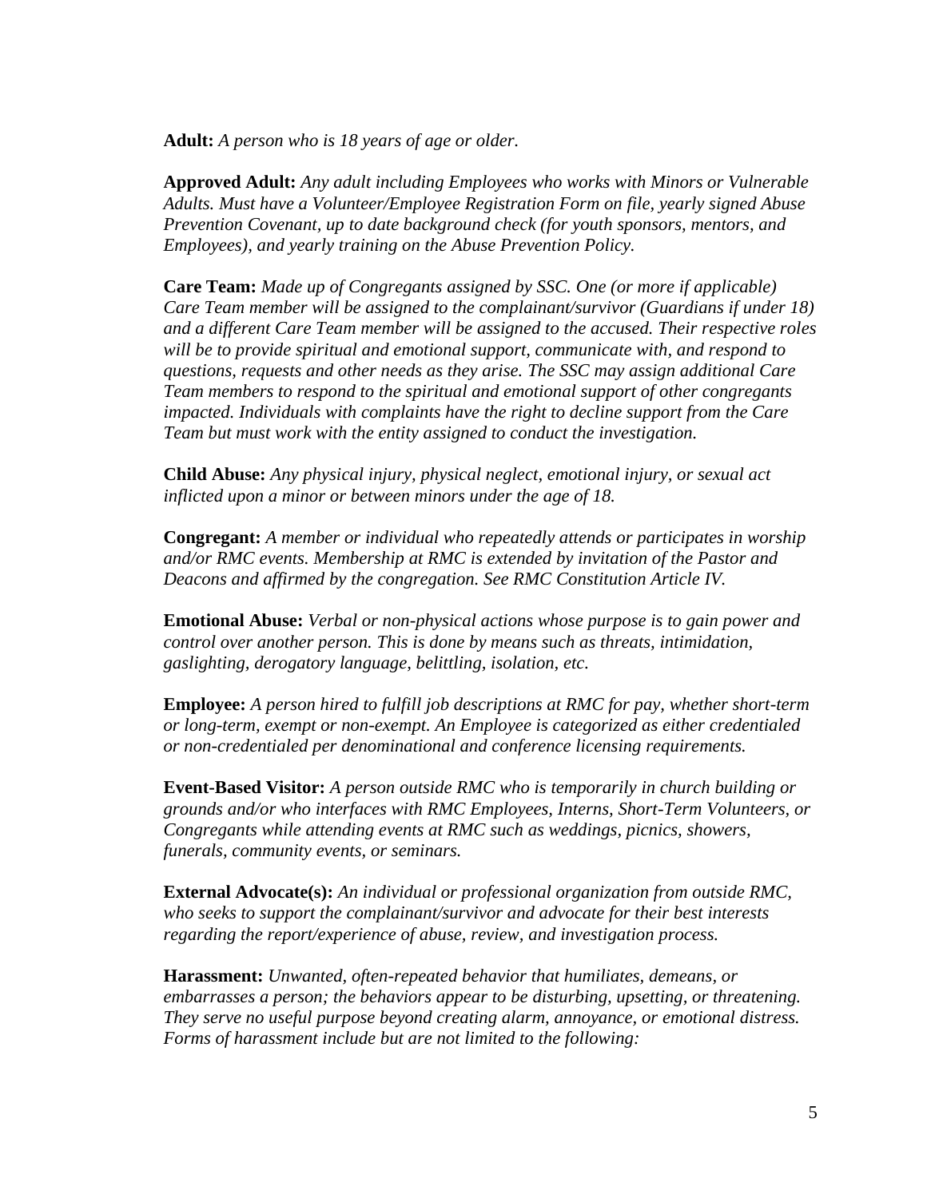**Adult:** *A person who is 18 years of age or older.*

**Approved Adult:** *Any adult including Employees who works with Minors or Vulnerable Adults. Must have a Volunteer/Employee Registration Form on file, yearly signed Abuse Prevention Covenant, up to date background check (for youth sponsors, mentors, and Employees), and yearly training on the Abuse Prevention Policy.*

**Care Team:** *Made up of Congregants assigned by SSC. One (or more if applicable) Care Team member will be assigned to the complainant/survivor (Guardians if under 18) and a different Care Team member will be assigned to the accused. Their respective roles will be to provide spiritual and emotional support, communicate with, and respond to questions, requests and other needs as they arise. The SSC may assign additional Care Team members to respond to the spiritual and emotional support of other congregants impacted. Individuals with complaints have the right to decline support from the Care Team but must work with the entity assigned to conduct the investigation.*

**Child Abuse:** *Any physical injury, physical neglect, emotional injury, or sexual act inflicted upon a minor or between minors under the age of 18.*

**Congregant:** *A member or individual who repeatedly attends or participates in worship and/or RMC events. Membership at RMC is extended by invitation of the Pastor and Deacons and affirmed by the congregation. See RMC Constitution Article IV.*

**Emotional Abuse:** *Verbal or non-physical actions whose purpose is to gain power and control over another person. This is done by means such as threats, intimidation, gaslighting, derogatory language, belittling, isolation, etc.*

**Employee:** *A person hired to fulfill job descriptions at RMC for pay, whether short-term or long-term, exempt or non-exempt. An Employee is categorized as either credentialed or non-credentialed per denominational and conference licensing requirements.*

**Event-Based Visitor:** *A person outside RMC who is temporarily in church building or grounds and/or who interfaces with RMC Employees, Interns, Short-Term Volunteers, or Congregants while attending events at RMC such as weddings, picnics, showers, funerals, community events, or seminars.*

**External Advocate(s):** *An individual or professional organization from outside RMC, who seeks to support the complainant/survivor and advocate for their best interests regarding the report/experience of abuse, review, and investigation process.*

**Harassment:** *Unwanted, often-repeated behavior that humiliates, demeans, or embarrasses a person; the behaviors appear to be disturbing, upsetting, or threatening. They serve no useful purpose beyond creating alarm, annoyance, or emotional distress. Forms of harassment include but are not limited to the following:*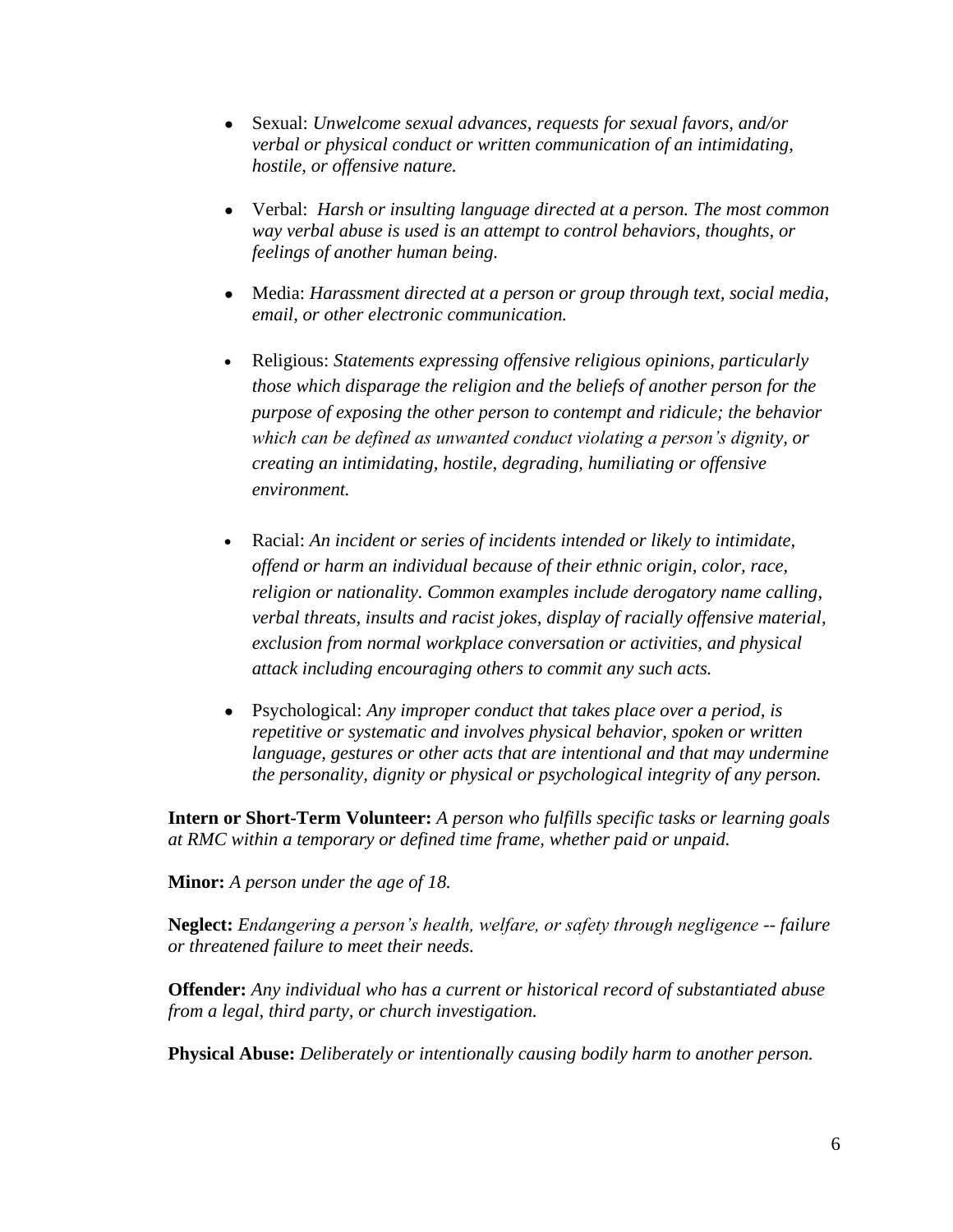- Sexual: *Unwelcome sexual advances, requests for sexual favors, and/or verbal or physical conduct or written communication of an intimidating, hostile, or offensive nature.*

- Verbal: *Harsh or insulting language directed at a person. The most common way verbal abuse is used is an attempt to control behaviors, thoughts, or feelings of another human being.*

- Media: *Harassment directed at a person or group through text, social media, email, or other electronic communication.*

- Religious: *Statements expressing offensive religious opinions, particularly those which disparage the religion and the beliefs of another person for the purpose of exposing the other person to contempt and ridicule; the behavior which can be defined as unwanted conduct violating a person's dignity, or creating an intimidating, hostile, degrading, humiliating or offensive environment.*

- Racial: *An incident or series of incidents intended or likely to intimidate, offend or harm an individual because of their ethnic origin, color, race, religion or nationality. Common examples include derogatory name calling, verbal threats, insults and racist jokes, display of racially offensive material, exclusion from normal workplace conversation or activities, and physical attack including encouraging others to commit any such acts.*

- Psychological: *Any improper conduct that takes place over a period, is repetitive or systematic and involves physical behavior, spoken or written language, gestures or other acts that are intentional and that may undermine the personality, dignity or physical or psychological integrity of any person.*

**Intern or Short-Term Volunteer:** *A person who fulfills specific tasks or learning goals at RMC within a temporary or defined time frame, whether paid or unpaid.*

**Minor:** *A person under the age of 18.*

**Neglect:** *Endangering a person's health, welfare, or safety through negligence -- failure or threatened failure to meet their needs.*

**Offender:** *Any individual who has a current or historical record of substantiated abuse from a legal, third party, or church investigation.*

**Physical Abuse:** *Deliberately or intentionally causing bodily harm to another person.*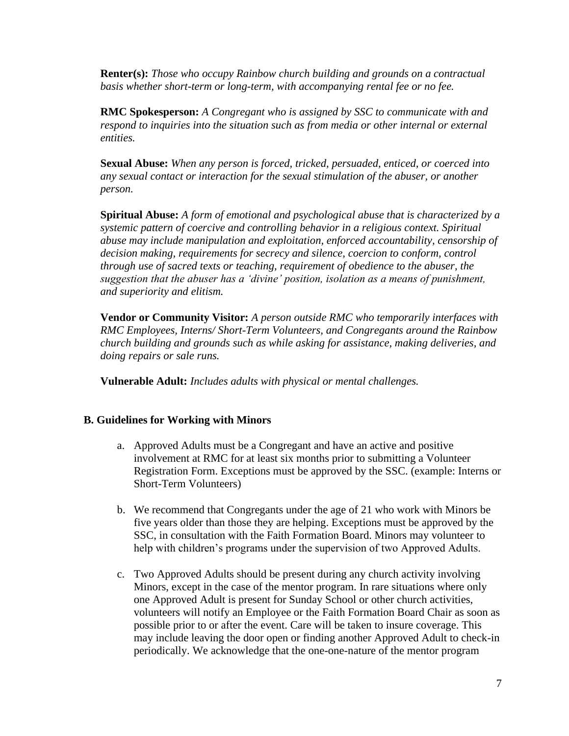**Renter(s):** *Those who occupy Rainbow church building and grounds on a contractual basis whether short-term or long-term, with accompanying rental fee or no fee.*

**RMC Spokesperson:** *A Congregant who is assigned by SSC to communicate with and respond to inquiries into the situation such as from media or other internal or external entities.*

**Sexual Abuse:** *When any person is forced, tricked, persuaded, enticed, or coerced into any sexual contact or interaction for the sexual stimulation of the abuser, or another person.*

**Spiritual Abuse:** *A form of emotional and psychological abuse that is characterized by a systemic pattern of coercive and controlling behavior in a religious context. Spiritual abuse may include manipulation and exploitation, enforced accountability, censorship of decision making, requirements for secrecy and silence, coercion to conform, control through use of sacred texts or teaching, requirement of obedience to the abuser, the suggestion that the abuser has a 'divine' position, isolation as a means of punishment, and superiority and elitism.*

**Vendor or Community Visitor:** *A person outside RMC who temporarily interfaces with RMC Employees, Interns/ Short-Term Volunteers, and Congregants around the Rainbow church building and grounds such as while asking for assistance, making deliveries, and doing repairs or sale runs.*

**Vulnerable Adult:** *Includes adults with physical or mental challenges.*

## B. Guidelines for Working with Minors

a. Approved Adults must be a Congregant and have an active and positive involvement at RMC for at least six months prior to submitting a Volunteer Registration Form. Exceptions must be approved by the SSC. (example: Interns or Short-Term Volunteers)

b. We recommend that Congregants under the age of 21 who work with Minors be five years older than those they are helping. Exceptions must be approved by the SSC, in consultation with the Faith Formation Board. Minors may volunteer to help with children's programs under the supervision of two Approved Adults.

c. Two Approved Adults should be present during any church activity involving Minors, except in the case of the mentor program. In rare situations where only one Approved Adult is present for Sunday School or other church activities, volunteers will notify an Employee or the Faith Formation Board Chair as soon as possible prior to or after the event. Care will be taken to insure coverage. This may include leaving the door open or finding another Approved Adult to check-in periodically. We acknowledge that the one-one-nature of the mentor program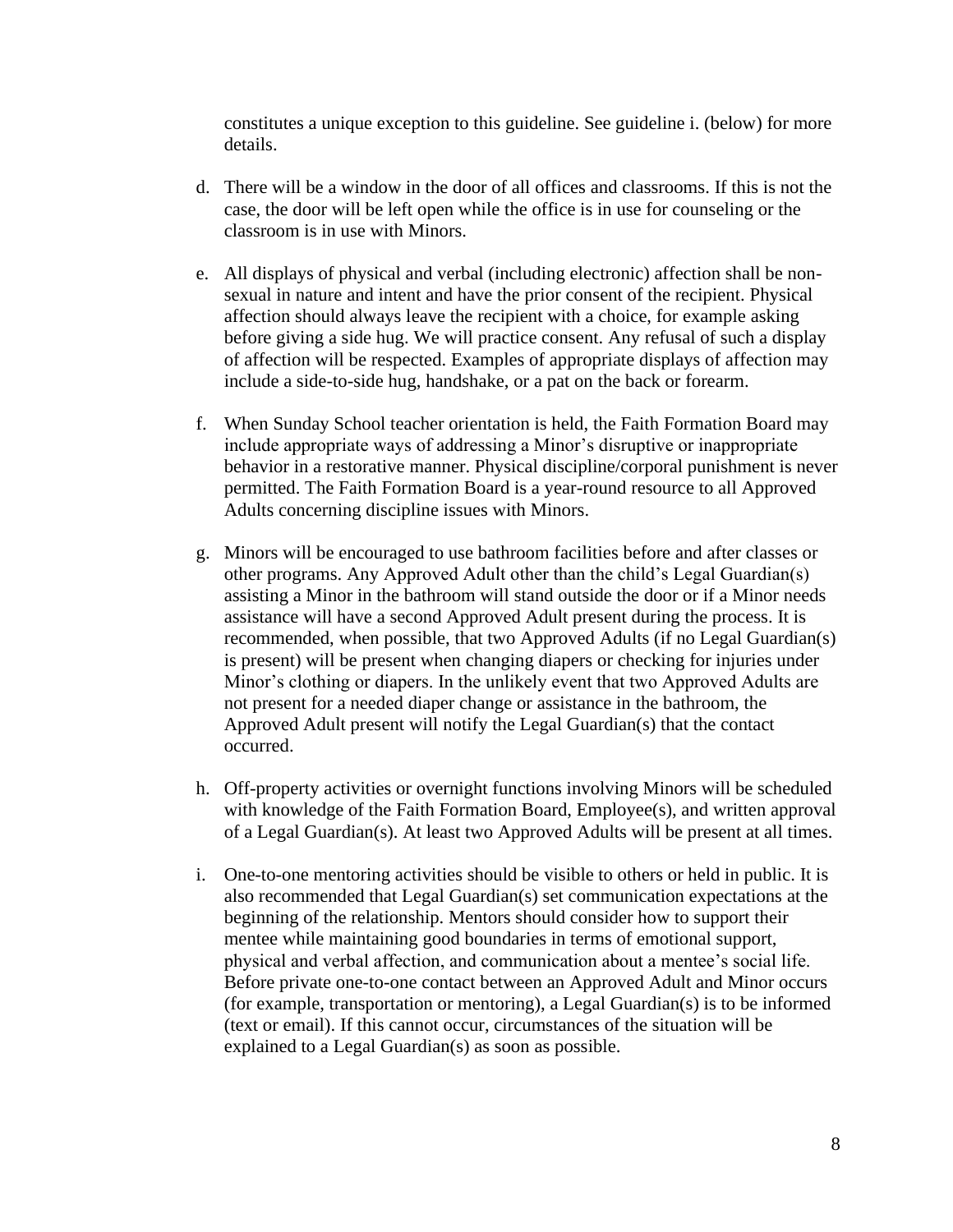constitutes a unique exception to this guideline. See guideline i. (below) for more details.

d. There will be a window in the door of all offices and classrooms. If this is not the case, the door will be left open while the office is in use for counseling or the classroom is in use with Minors.

e. All displays of physical and verbal (including electronic) affection shall be non-sexual in nature and intent and have the prior consent of the recipient. Physical affection should always leave the recipient with a choice, for example asking before giving a side hug. We will practice consent. Any refusal of such a display of affection will be respected. Examples of appropriate displays of affection may include a side-to-side hug, handshake, or a pat on the back or forearm.

f. When Sunday School teacher orientation is held, the Faith Formation Board may include appropriate ways of addressing a Minor's disruptive or inappropriate behavior in a restorative manner. Physical discipline/corporal punishment is never permitted. The Faith Formation Board is a year-round resource to all Approved Adults concerning discipline issues with Minors.

g. Minors will be encouraged to use bathroom facilities before and after classes or other programs. Any Approved Adult other than the child's Legal Guardian(s) assisting a Minor in the bathroom will stand outside the door or if a Minor needs assistance will have a second Approved Adult present during the process. It is recommended, when possible, that two Approved Adults (if no Legal Guardian(s) is present) will be present when changing diapers or checking for injuries under Minor's clothing or diapers. In the unlikely event that two Approved Adults are not present for a needed diaper change or assistance in the bathroom, the Approved Adult present will notify the Legal Guardian(s) that the contact occurred.

h. Off-property activities or overnight functions involving Minors will be scheduled with knowledge of the Faith Formation Board, Employee(s), and written approval of a Legal Guardian(s). At least two Approved Adults will be present at all times.

i. One-to-one mentoring activities should be visible to others or held in public. It is also recommended that Legal Guardian(s) set communication expectations at the beginning of the relationship. Mentors should consider how to support their mentee while maintaining good boundaries in terms of emotional support, physical and verbal affection, and communication about a mentee's social life. Before private one-to-one contact between an Approved Adult and Minor occurs (for example, transportation or mentoring), a Legal Guardian(s) is to be informed (text or email). If this cannot occur, circumstances of the situation will be explained to a Legal Guardian(s) as soon as possible.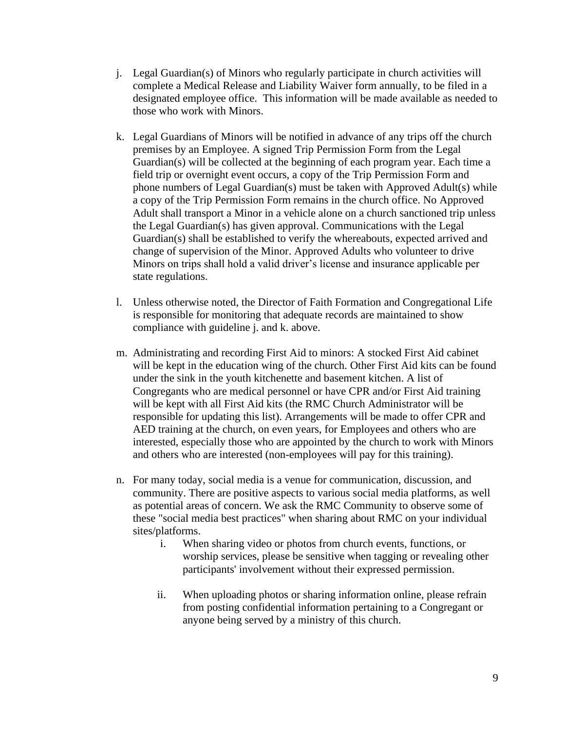j. Legal Guardian(s) of Minors who regularly participate in church activities will complete a Medical Release and Liability Waiver form annually, to be filed in a designated employee office. This information will be made available as needed to those who work with Minors.

k. Legal Guardians of Minors will be notified in advance of any trips off the church premises by an Employee. A signed Trip Permission Form from the Legal Guardian(s) will be collected at the beginning of each program year. Each time a field trip or overnight event occurs, a copy of the Trip Permission Form and phone numbers of Legal Guardian(s) must be taken with Approved Adult(s) while a copy of the Trip Permission Form remains in the church office. No Approved Adult shall transport a Minor in a vehicle alone on a church sanctioned trip unless the Legal Guardian(s) has given approval. Communications with the Legal Guardian(s) shall be established to verify the whereabouts, expected arrived and change of supervision of the Minor. Approved Adults who volunteer to drive Minors on trips shall hold a valid driver's license and insurance applicable per state regulations.

l. Unless otherwise noted, the Director of Faith Formation and Congregational Life is responsible for monitoring that adequate records are maintained to show compliance with guideline j. and k. above.

m. Administrating and recording First Aid to minors: A stocked First Aid cabinet will be kept in the education wing of the church. Other First Aid kits can be found under the sink in the youth kitchenette and basement kitchen. A list of Congregants who are medical personnel or have CPR and/or First Aid training will be kept with all First Aid kits (the RMC Church Administrator will be responsible for updating this list). Arrangements will be made to offer CPR and AED training at the church, on even years, for Employees and others who are interested, especially those who are appointed by the church to work with Minors and others who are interested (non-employees will pay for this training).

n. For many today, social media is a venue for communication, discussion, and community. There are positive aspects to various social media platforms, as well as potential areas of concern. We ask the RMC Community to observe some of these "social media best practices" when sharing about RMC on your individual sites/platforms.

   i. When sharing video or photos from church events, functions, or worship services, please be sensitive when tagging or revealing other participants' involvement without their expressed permission.

   ii. When uploading photos or sharing information online, please refrain from posting confidential information pertaining to a Congregant or anyone being served by a ministry of this church.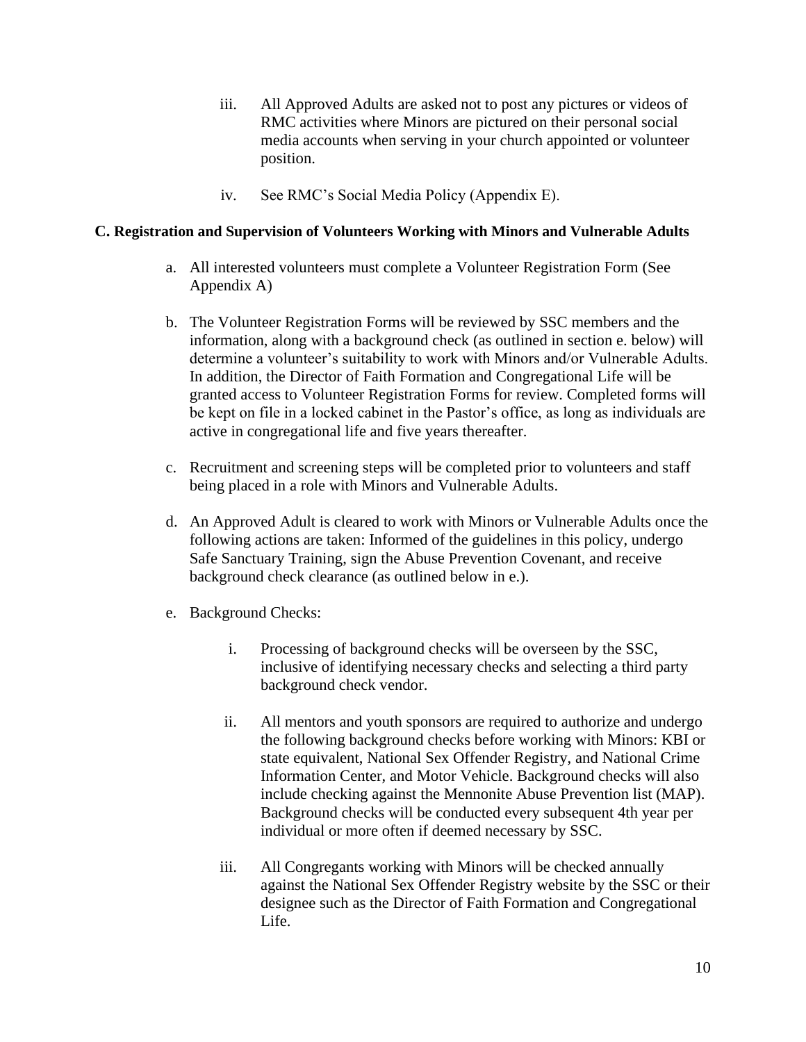iii. All Approved Adults are asked not to post any pictures or videos of RMC activities where Minors are pictured on their personal social media accounts when serving in your church appointed or volunteer position.

iv. See RMC's Social Media Policy (Appendix E).

**C. Registration and Supervision of Volunteers Working with Minors and Vulnerable Adults**

a. All interested volunteers must complete a Volunteer Registration Form (See Appendix A)

b. The Volunteer Registration Forms will be reviewed by SSC members and the information, along with a background check (as outlined in section e. below) will determine a volunteer's suitability to work with Minors and/or Vulnerable Adults. In addition, the Director of Faith Formation and Congregational Life will be granted access to Volunteer Registration Forms for review. Completed forms will be kept on file in a locked cabinet in the Pastor's office, as long as individuals are active in congregational life and five years thereafter.

c. Recruitment and screening steps will be completed prior to volunteers and staff being placed in a role with Minors and Vulnerable Adults.

d. An Approved Adult is cleared to work with Minors or Vulnerable Adults once the following actions are taken: Informed of the guidelines in this policy, undergo Safe Sanctuary Training, sign the Abuse Prevention Covenant, and receive background check clearance (as outlined below in e.).

e. Background Checks:

   i. Processing of background checks will be overseen by the SSC, inclusive of identifying necessary checks and selecting a third party background check vendor.

   ii. All mentors and youth sponsors are required to authorize and undergo the following background checks before working with Minors: KBI or state equivalent, National Sex Offender Registry, and National Crime Information Center, and Motor Vehicle. Background checks will also include checking against the Mennonite Abuse Prevention list (MAP). Background checks will be conducted every subsequent 4th year per individual or more often if deemed necessary by SSC.

   iii. All Congregants working with Minors will be checked annually against the National Sex Offender Registry website by the SSC or their designee such as the Director of Faith Formation and Congregational Life.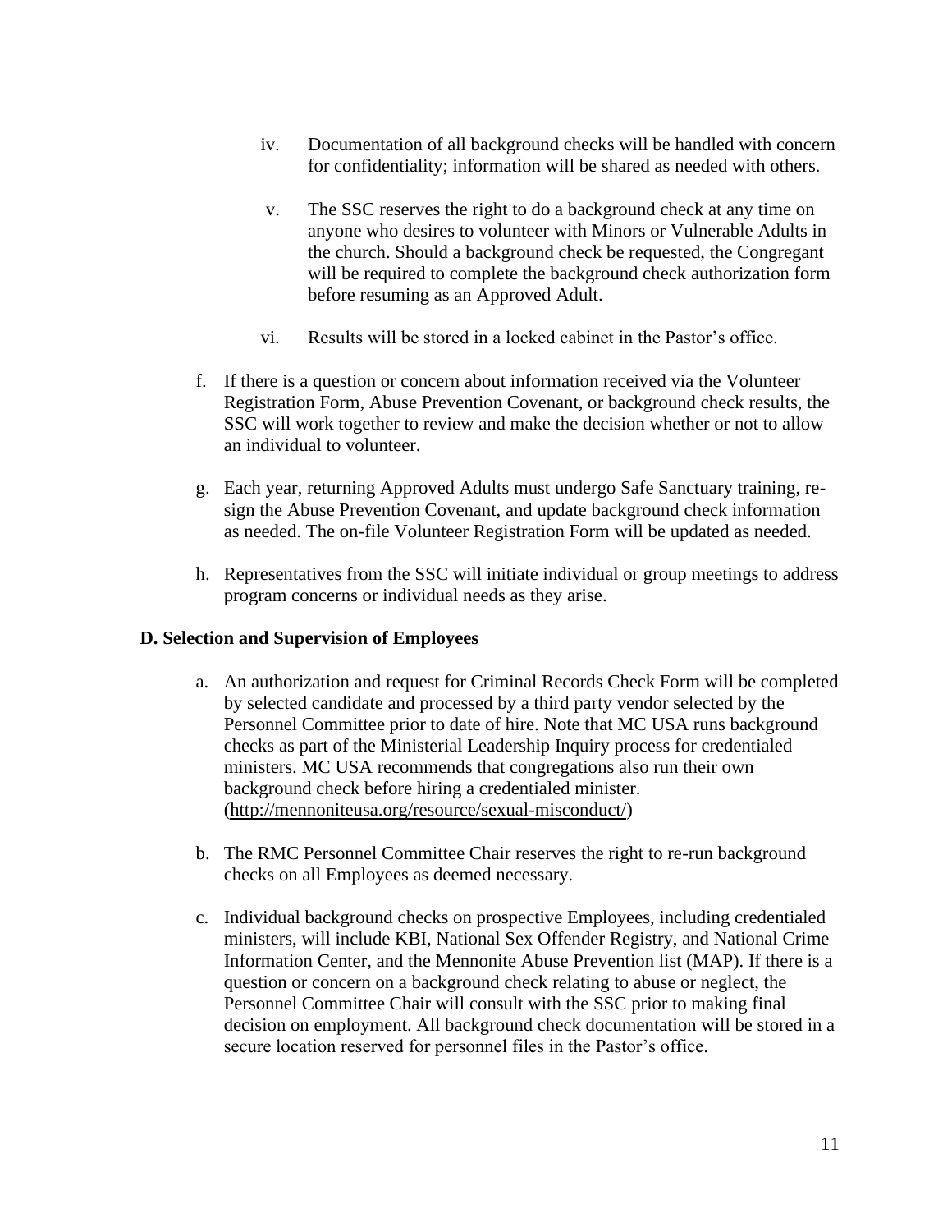iv. Documentation of all background checks will be handled with concern for confidentiality; information will be shared as needed with others.

v. The SSC reserves the right to do a background check at any time on anyone who desires to volunteer with Minors or Vulnerable Adults in the church. Should a background check be requested, the Congregant will be required to complete the background check authorization form before resuming as an Approved Adult.

vi. Results will be stored in a locked cabinet in the Pastor's office.

f. If there is a question or concern about information received via the Volunteer Registration Form, Abuse Prevention Covenant, or background check results, the SSC will work together to review and make the decision whether or not to allow an individual to volunteer.

g. Each year, returning Approved Adults must undergo Safe Sanctuary training, re-sign the Abuse Prevention Covenant, and update background check information as needed. The on-file Volunteer Registration Form will be updated as needed.

h. Representatives from the SSC will initiate individual or group meetings to address program concerns or individual needs as they arise.

**D. Selection and Supervision of Employees**

a. An authorization and request for Criminal Records Check Form will be completed by selected candidate and processed by a third party vendor selected by the Personnel Committee prior to date of hire. Note that MC USA runs background checks as part of the Ministerial Leadership Inquiry process for credentialed ministers. MC USA recommends that congregations also run their own background check before hiring a credentialed minister. (http://mennoniteusa.org/resource/sexual-misconduct/)

b. The RMC Personnel Committee Chair reserves the right to re-run background checks on all Employees as deemed necessary.

c. Individual background checks on prospective Employees, including credentialed ministers, will include KBI, National Sex Offender Registry, and National Crime Information Center, and the Mennonite Abuse Prevention list (MAP). If there is a question or concern on a background check relating to abuse or neglect, the Personnel Committee Chair will consult with the SSC prior to making final decision on employment. All background check documentation will be stored in a secure location reserved for personnel files in the Pastor's office.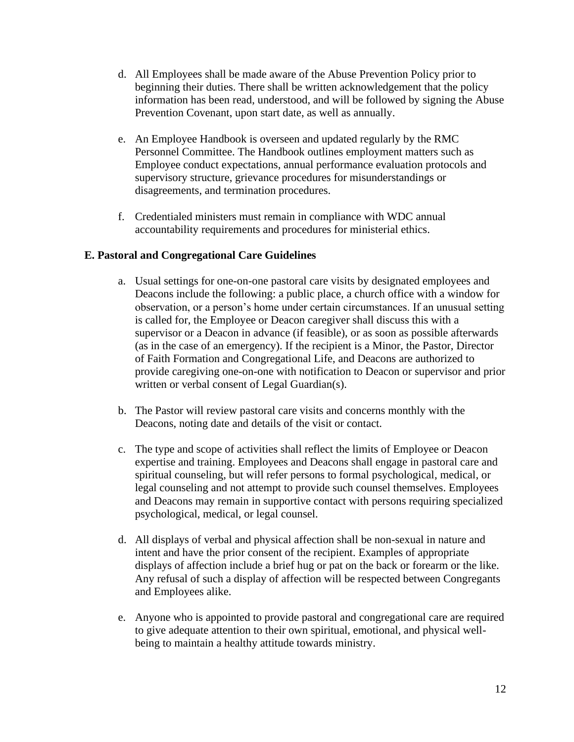d. All Employees shall be made aware of the Abuse Prevention Policy prior to beginning their duties. There shall be written acknowledgement that the policy information has been read, understood, and will be followed by signing the Abuse Prevention Covenant, upon start date, as well as annually.

e. An Employee Handbook is overseen and updated regularly by the RMC Personnel Committee. The Handbook outlines employment matters such as Employee conduct expectations, annual performance evaluation protocols and supervisory structure, grievance procedures for misunderstandings or disagreements, and termination procedures.

f. Credentialed ministers must remain in compliance with WDC annual accountability requirements and procedures for ministerial ethics.

**E. Pastoral and Congregational Care Guidelines**

a. Usual settings for one-on-one pastoral care visits by designated employees and Deacons include the following: a public place, a church office with a window for observation, or a person's home under certain circumstances. If an unusual setting is called for, the Employee or Deacon caregiver shall discuss this with a supervisor or a Deacon in advance (if feasible), or as soon as possible afterwards (as in the case of an emergency). If the recipient is a Minor, the Pastor, Director of Faith Formation and Congregational Life, and Deacons are authorized to provide caregiving one-on-one with notification to Deacon or supervisor and prior written or verbal consent of Legal Guardian(s).

b. The Pastor will review pastoral care visits and concerns monthly with the Deacons, noting date and details of the visit or contact.

c. The type and scope of activities shall reflect the limits of Employee or Deacon expertise and training. Employees and Deacons shall engage in pastoral care and spiritual counseling, but will refer persons to formal psychological, medical, or legal counseling and not attempt to provide such counsel themselves. Employees and Deacons may remain in supportive contact with persons requiring specialized psychological, medical, or legal counsel.

d. All displays of verbal and physical affection shall be non-sexual in nature and intent and have the prior consent of the recipient. Examples of appropriate displays of affection include a brief hug or pat on the back or forearm or the like. Any refusal of such a display of affection will be respected between Congregants and Employees alike.

e. Anyone who is appointed to provide pastoral and congregational care are required to give adequate attention to their own spiritual, emotional, and physical well-being to maintain a healthy attitude towards ministry.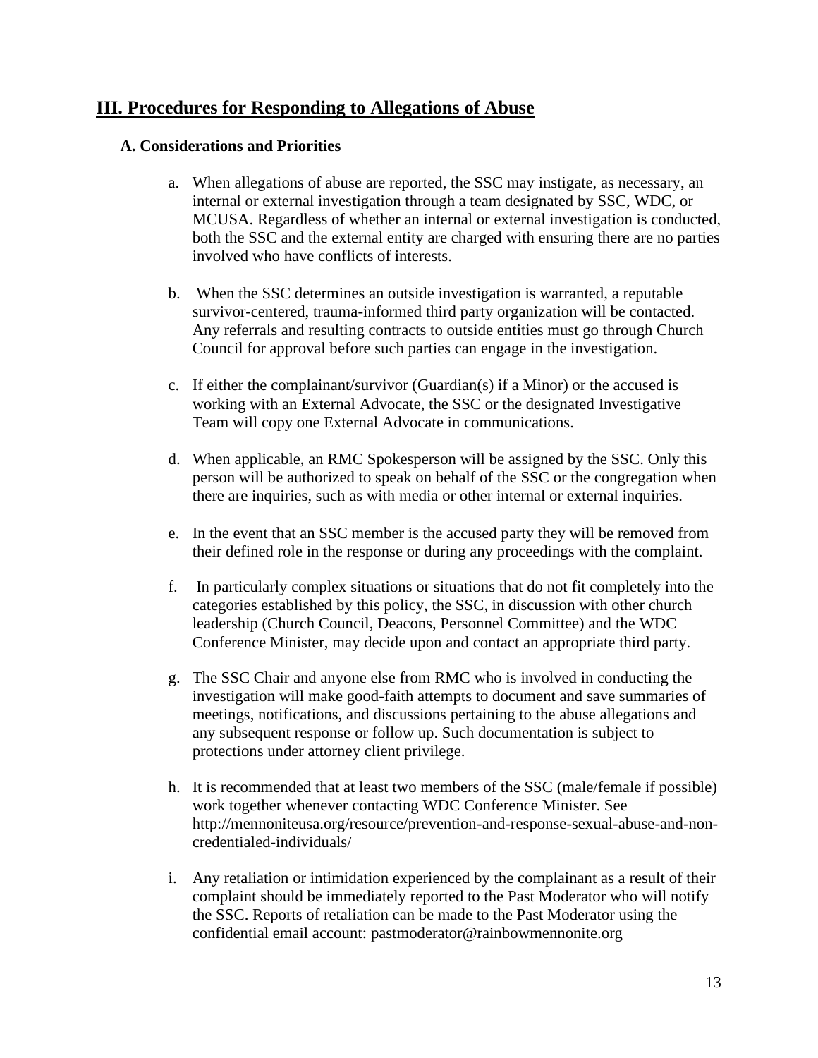## III. Procedures for Responding to Allegations of Abuse

### A. Considerations and Priorities

a. When allegations of abuse are reported, the SSC may instigate, as necessary, an internal or external investigation through a team designated by SSC, WDC, or MCUSA. Regardless of whether an internal or external investigation is conducted, both the SSC and the external entity are charged with ensuring there are no parties involved who have conflicts of interests.

b. When the SSC determines an outside investigation is warranted, a reputable survivor-centered, trauma-informed third party organization will be contacted. Any referrals and resulting contracts to outside entities must go through Church Council for approval before such parties can engage in the investigation.

c. If either the complainant/survivor (Guardian(s) if a Minor) or the accused is working with an External Advocate, the SSC or the designated Investigative Team will copy one External Advocate in communications.

d. When applicable, an RMC Spokesperson will be assigned by the SSC. Only this person will be authorized to speak on behalf of the SSC or the congregation when there are inquiries, such as with media or other internal or external inquiries.

e. In the event that an SSC member is the accused party they will be removed from their defined role in the response or during any proceedings with the complaint.

f. In particularly complex situations or situations that do not fit completely into the categories established by this policy, the SSC, in discussion with other church leadership (Church Council, Deacons, Personnel Committee) and the WDC Conference Minister, may decide upon and contact an appropriate third party.

g. The SSC Chair and anyone else from RMC who is involved in conducting the investigation will make good-faith attempts to document and save summaries of meetings, notifications, and discussions pertaining to the abuse allegations and any subsequent response or follow up. Such documentation is subject to protections under attorney client privilege.

h. It is recommended that at least two members of the SSC (male/female if possible) work together whenever contacting WDC Conference Minister. See http://mennoniteusa.org/resource/prevention-and-response-sexual-abuse-and-non-credentialed-individuals/

i. Any retaliation or intimidation experienced by the complainant as a result of their complaint should be immediately reported to the Past Moderator who will notify the SSC. Reports of retaliation can be made to the Past Moderator using the confidential email account: pastmoderator@rainbowmennonite.org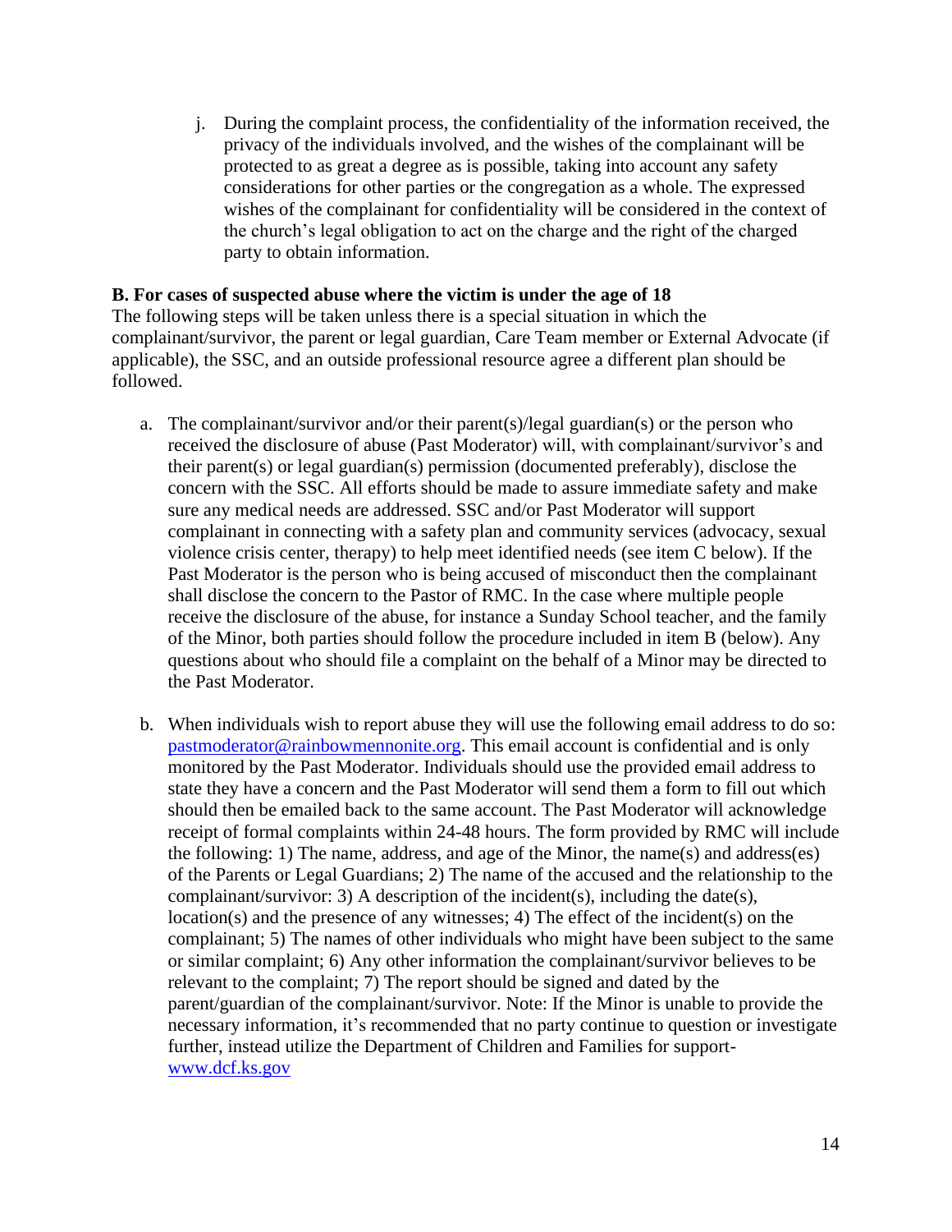j. During the complaint process, the confidentiality of the information received, the privacy of the individuals involved, and the wishes of the complainant will be protected to as great a degree as is possible, taking into account any safety considerations for other parties or the congregation as a whole. The expressed wishes of the complainant for confidentiality will be considered in the context of the church's legal obligation to act on the charge and the right of the charged party to obtain information.

**B. For cases of suspected abuse where the victim is under the age of 18**

The following steps will be taken unless there is a special situation in which the complainant/survivor, the parent or legal guardian, Care Team member or External Advocate (if applicable), the SSC, and an outside professional resource agree a different plan should be followed.

a. The complainant/survivor and/or their parent(s)/legal guardian(s) or the person who received the disclosure of abuse (Past Moderator) will, with complainant/survivor's and their parent(s) or legal guardian(s) permission (documented preferably), disclose the concern with the SSC. All efforts should be made to assure immediate safety and make sure any medical needs are addressed. SSC and/or Past Moderator will support complainant in connecting with a safety plan and community services (advocacy, sexual violence crisis center, therapy) to help meet identified needs (see item C below). If the Past Moderator is the person who is being accused of misconduct then the complainant shall disclose the concern to the Pastor of RMC. In the case where multiple people receive the disclosure of the abuse, for instance a Sunday School teacher, and the family of the Minor, both parties should follow the procedure included in item B (below). Any questions about who should file a complaint on the behalf of a Minor may be directed to the Past Moderator.

b. When individuals wish to report abuse they will use the following email address to do so: pastmoderator@rainbowmennonite.org. This email account is confidential and is only monitored by the Past Moderator. Individuals should use the provided email address to state they have a concern and the Past Moderator will send them a form to fill out which should then be emailed back to the same account. The Past Moderator will acknowledge receipt of formal complaints within 24-48 hours. The form provided by RMC will include the following: 1) The name, address, and age of the Minor, the name(s) and address(es) of the Parents or Legal Guardians; 2) The name of the accused and the relationship to the complainant/survivor: 3) A description of the incident(s), including the date(s), location(s) and the presence of any witnesses; 4) The effect of the incident(s) on the complainant; 5) The names of other individuals who might have been subject to the same or similar complaint; 6) Any other information the complainant/survivor believes to be relevant to the complaint; 7) The report should be signed and dated by the parent/guardian of the complainant/survivor. Note: If the Minor is unable to provide the necessary information, it's recommended that no party continue to question or investigate further, instead utilize the Department of Children and Families for support- www.dcf.ks.gov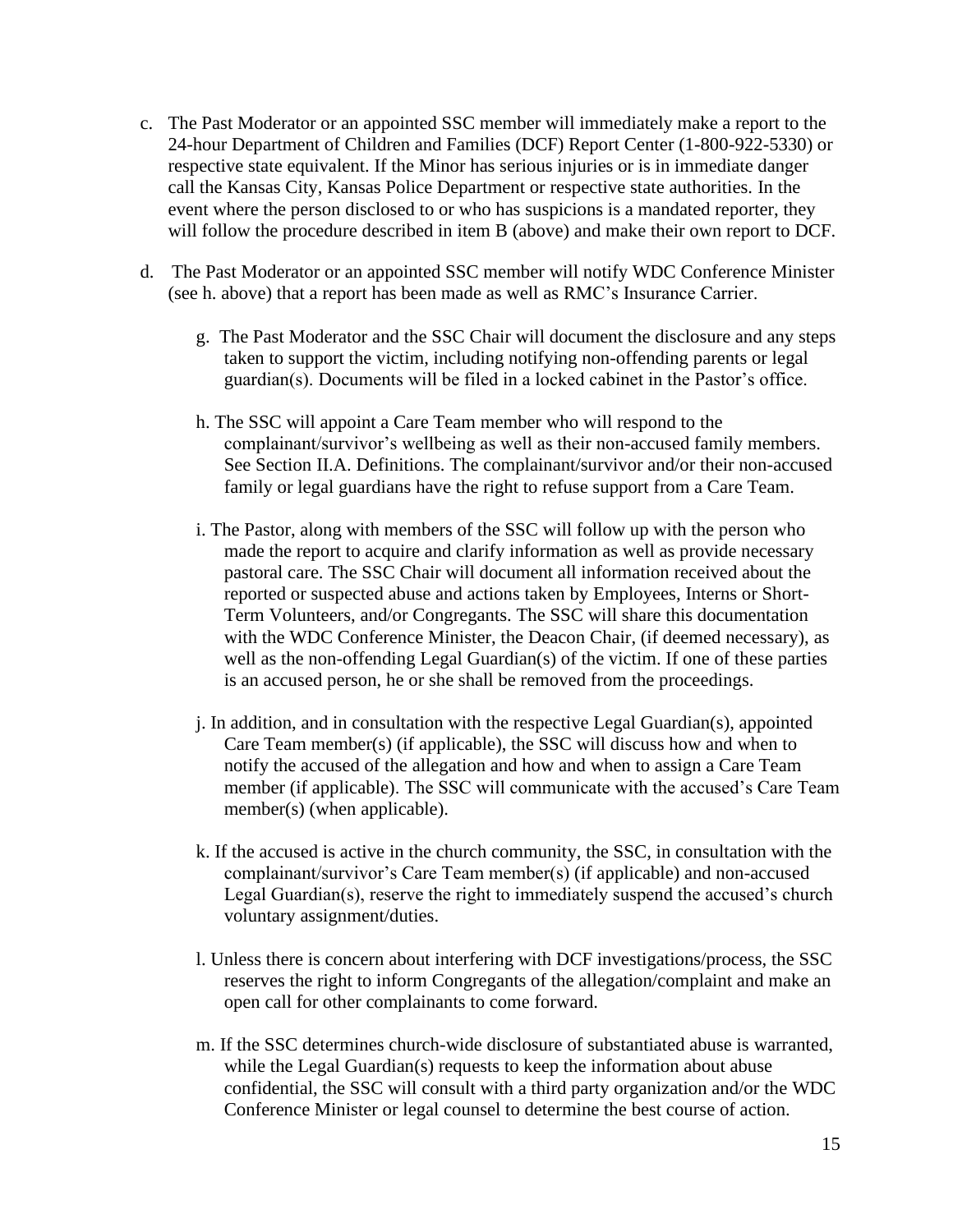c. The Past Moderator or an appointed SSC member will immediately make a report to the 24-hour Department of Children and Families (DCF) Report Center (1-800-922-5330) or respective state equivalent. If the Minor has serious injuries or is in immediate danger call the Kansas City, Kansas Police Department or respective state authorities. In the event where the person disclosed to or who has suspicions is a mandated reporter, they will follow the procedure described in item B (above) and make their own report to DCF.

d. The Past Moderator or an appointed SSC member will notify WDC Conference Minister (see h. above) that a report has been made as well as RMC's Insurance Carrier.

g. The Past Moderator and the SSC Chair will document the disclosure and any steps taken to support the victim, including notifying non-offending parents or legal guardian(s). Documents will be filed in a locked cabinet in the Pastor's office.

h. The SSC will appoint a Care Team member who will respond to the complainant/survivor's wellbeing as well as their non-accused family members. See Section II.A. Definitions. The complainant/survivor and/or their non-accused family or legal guardians have the right to refuse support from a Care Team.

i. The Pastor, along with members of the SSC will follow up with the person who made the report to acquire and clarify information as well as provide necessary pastoral care. The SSC Chair will document all information received about the reported or suspected abuse and actions taken by Employees, Interns or Short-Term Volunteers, and/or Congregants. The SSC will share this documentation with the WDC Conference Minister, the Deacon Chair, (if deemed necessary), as well as the non-offending Legal Guardian(s) of the victim. If one of these parties is an accused person, he or she shall be removed from the proceedings.

j. In addition, and in consultation with the respective Legal Guardian(s), appointed Care Team member(s) (if applicable), the SSC will discuss how and when to notify the accused of the allegation and how and when to assign a Care Team member (if applicable). The SSC will communicate with the accused's Care Team member(s) (when applicable).

k. If the accused is active in the church community, the SSC, in consultation with the complainant/survivor's Care Team member(s) (if applicable) and non-accused Legal Guardian(s), reserve the right to immediately suspend the accused's church voluntary assignment/duties.

l. Unless there is concern about interfering with DCF investigations/process, the SSC reserves the right to inform Congregants of the allegation/complaint and make an open call for other complainants to come forward.

m. If the SSC determines church-wide disclosure of substantiated abuse is warranted, while the Legal Guardian(s) requests to keep the information about abuse confidential, the SSC will consult with a third party organization and/or the WDC Conference Minister or legal counsel to determine the best course of action.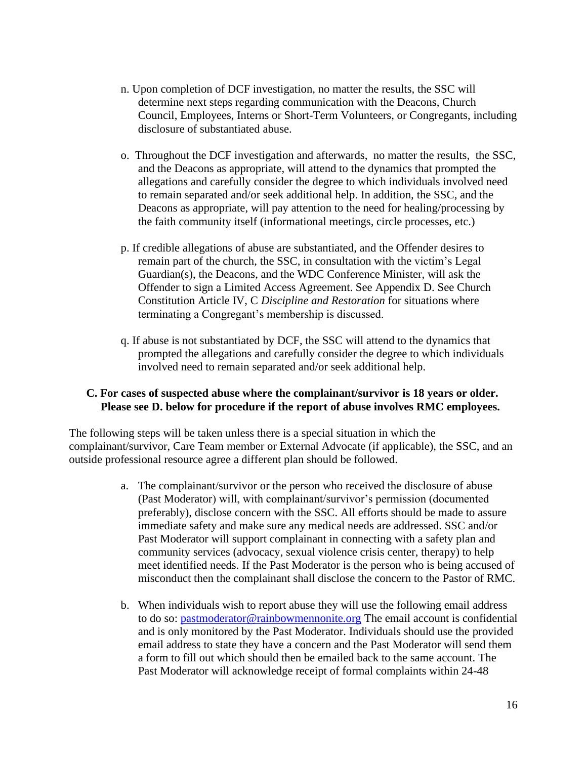n. Upon completion of DCF investigation, no matter the results, the SSC will determine next steps regarding communication with the Deacons, Church Council, Employees, Interns or Short-Term Volunteers, or Congregants, including disclosure of substantiated abuse.

o. Throughout the DCF investigation and afterwards, no matter the results, the SSC, and the Deacons as appropriate, will attend to the dynamics that prompted the allegations and carefully consider the degree to which individuals involved need to remain separated and/or seek additional help. In addition, the SSC, and the Deacons as appropriate, will pay attention to the need for healing/processing by the faith community itself (informational meetings, circle processes, etc.)

p. If credible allegations of abuse are substantiated, and the Offender desires to remain part of the church, the SSC, in consultation with the victim's Legal Guardian(s), the Deacons, and the WDC Conference Minister, will ask the Offender to sign a Limited Access Agreement. See Appendix D. See Church Constitution Article IV, C *Discipline and Restoration* for situations where terminating a Congregant's membership is discussed.

q. If abuse is not substantiated by DCF, the SSC will attend to the dynamics that prompted the allegations and carefully consider the degree to which individuals involved need to remain separated and/or seek additional help.

**C. For cases of suspected abuse where the complainant/survivor is 18 years or older. Please see D. below for procedure if the report of abuse involves RMC employees.**

The following steps will be taken unless there is a special situation in which the complainant/survivor, Care Team member or External Advocate (if applicable), the SSC, and an outside professional resource agree a different plan should be followed.

a. The complainant/survivor or the person who received the disclosure of abuse (Past Moderator) will, with complainant/survivor's permission (documented preferably), disclose concern with the SSC. All efforts should be made to assure immediate safety and make sure any medical needs are addressed. SSC and/or Past Moderator will support complainant in connecting with a safety plan and community services (advocacy, sexual violence crisis center, therapy) to help meet identified needs. If the Past Moderator is the person who is being accused of misconduct then the complainant shall disclose the concern to the Pastor of RMC.

b. When individuals wish to report abuse they will use the following email address to do so: pastmoderator@rainbowmennonite.org The email account is confidential and is only monitored by the Past Moderator. Individuals should use the provided email address to state they have a concern and the Past Moderator will send them a form to fill out which should then be emailed back to the same account. The Past Moderator will acknowledge receipt of formal complaints within 24-48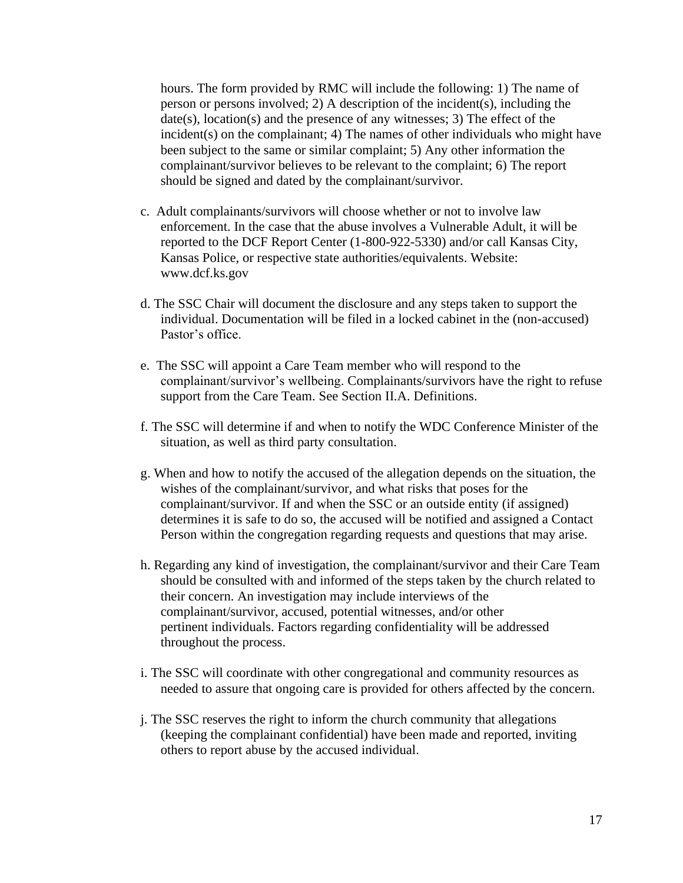hours. The form provided by RMC will include the following: 1) The name of person or persons involved; 2) A description of the incident(s), including the date(s), location(s) and the presence of any witnesses; 3) The effect of the incident(s) on the complainant; 4) The names of other individuals who might have been subject to the same or similar complaint; 5) Any other information the complainant/survivor believes to be relevant to the complaint; 6) The report should be signed and dated by the complainant/survivor.

c. Adult complainants/survivors will choose whether or not to involve law enforcement. In the case that the abuse involves a Vulnerable Adult, it will be reported to the DCF Report Center (1-800-922-5330) and/or call Kansas City, Kansas Police, or respective state authorities/equivalents. Website: www.dcf.ks.gov

d. The SSC Chair will document the disclosure and any steps taken to support the individual. Documentation will be filed in a locked cabinet in the (non-accused) Pastor's office.

e. The SSC will appoint a Care Team member who will respond to the complainant/survivor's wellbeing. Complainants/survivors have the right to refuse support from the Care Team. See Section II.A. Definitions.

f. The SSC will determine if and when to notify the WDC Conference Minister of the situation, as well as third party consultation.

g. When and how to notify the accused of the allegation depends on the situation, the wishes of the complainant/survivor, and what risks that poses for the complainant/survivor. If and when the SSC or an outside entity (if assigned) determines it is safe to do so, the accused will be notified and assigned a Contact Person within the congregation regarding requests and questions that may arise.

h. Regarding any kind of investigation, the complainant/survivor and their Care Team should be consulted with and informed of the steps taken by the church related to their concern. An investigation may include interviews of the complainant/survivor, accused, potential witnesses, and/or other pertinent individuals. Factors regarding confidentiality will be addressed throughout the process.

i. The SSC will coordinate with other congregational and community resources as needed to assure that ongoing care is provided for others affected by the concern.

j. The SSC reserves the right to inform the church community that allegations (keeping the complainant confidential) have been made and reported, inviting others to report abuse by the accused individual.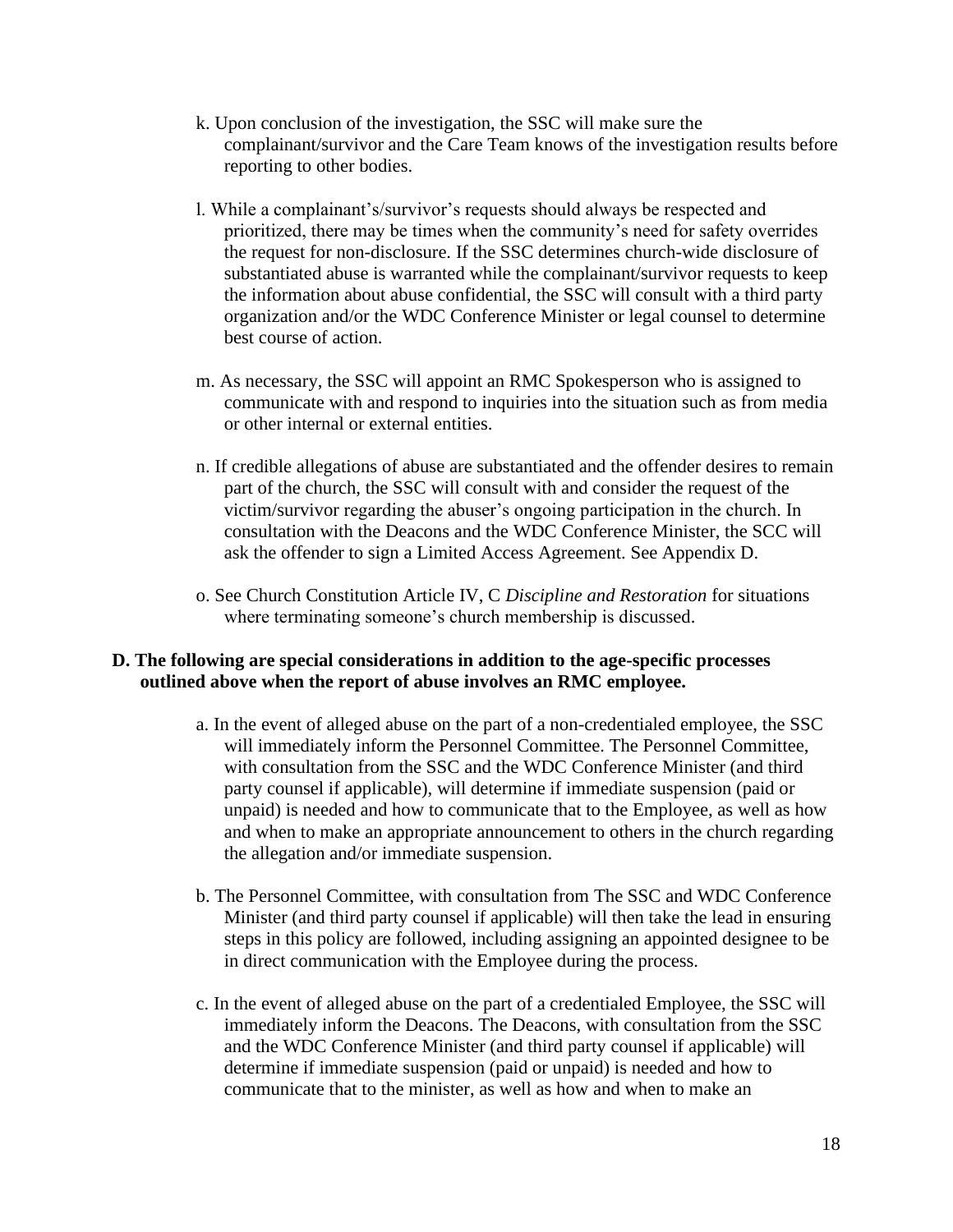k. Upon conclusion of the investigation, the SSC will make sure the complainant/survivor and the Care Team knows of the investigation results before reporting to other bodies.

l. While a complainant's/survivor's requests should always be respected and prioritized, there may be times when the community's need for safety overrides the request for non-disclosure. If the SSC determines church-wide disclosure of substantiated abuse is warranted while the complainant/survivor requests to keep the information about abuse confidential, the SSC will consult with a third party organization and/or the WDC Conference Minister or legal counsel to determine best course of action.

m. As necessary, the SSC will appoint an RMC Spokesperson who is assigned to communicate with and respond to inquiries into the situation such as from media or other internal or external entities.

n. If credible allegations of abuse are substantiated and the offender desires to remain part of the church, the SSC will consult with and consider the request of the victim/survivor regarding the abuser's ongoing participation in the church. In consultation with the Deacons and the WDC Conference Minister, the SCC will ask the offender to sign a Limited Access Agreement. See Appendix D.

o. See Church Constitution Article IV, C *Discipline and Restoration* for situations where terminating someone's church membership is discussed.

**D. The following are special considerations in addition to the age-specific processes outlined above when the report of abuse involves an RMC employee.**

a. In the event of alleged abuse on the part of a non-credentialed employee, the SSC will immediately inform the Personnel Committee. The Personnel Committee, with consultation from the SSC and the WDC Conference Minister (and third party counsel if applicable), will determine if immediate suspension (paid or unpaid) is needed and how to communicate that to the Employee, as well as how and when to make an appropriate announcement to others in the church regarding the allegation and/or immediate suspension.

b. The Personnel Committee, with consultation from The SSC and WDC Conference Minister (and third party counsel if applicable) will then take the lead in ensuring steps in this policy are followed, including assigning an appointed designee to be in direct communication with the Employee during the process.

c. In the event of alleged abuse on the part of a credentialed Employee, the SSC will immediately inform the Deacons. The Deacons, with consultation from the SSC and the WDC Conference Minister (and third party counsel if applicable) will determine if immediate suspension (paid or unpaid) is needed and how to communicate that to the minister, as well as how and when to make an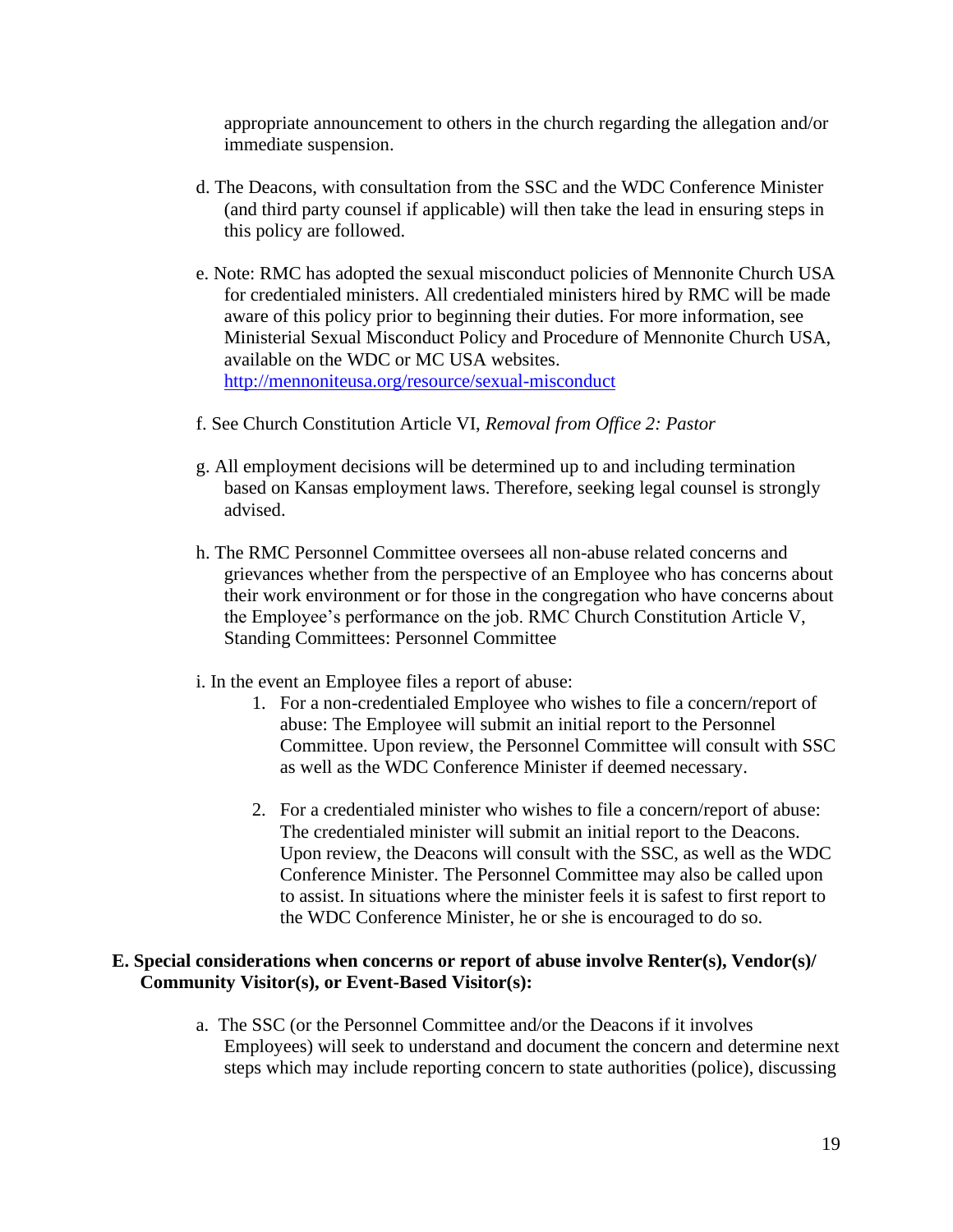appropriate announcement to others in the church regarding the allegation and/or immediate suspension.

d. The Deacons, with consultation from the SSC and the WDC Conference Minister (and third party counsel if applicable) will then take the lead in ensuring steps in this policy are followed.

e. Note: RMC has adopted the sexual misconduct policies of Mennonite Church USA for credentialed ministers. All credentialed ministers hired by RMC will be made aware of this policy prior to beginning their duties. For more information, see Ministerial Sexual Misconduct Policy and Procedure of Mennonite Church USA, available on the WDC or MC USA websites. [http://mennoniteusa.org/resource/sexual-misconduct](http://mennoniteusa.org/resource/sexual-misconduct)

f. See Church Constitution Article VI, *Removal from Office 2: Pastor*

g. All employment decisions will be determined up to and including termination based on Kansas employment laws. Therefore, seeking legal counsel is strongly advised.

h. The RMC Personnel Committee oversees all non-abuse related concerns and grievances whether from the perspective of an Employee who has concerns about their work environment or for those in the congregation who have concerns about the Employee's performance on the job. RMC Church Constitution Article V, Standing Committees: Personnel Committee

i. In the event an Employee files a report of abuse:

1. For a non-credentialed Employee who wishes to file a concern/report of abuse: The Employee will submit an initial report to the Personnel Committee. Upon review, the Personnel Committee will consult with SSC as well as the WDC Conference Minister if deemed necessary.

2. For a credentialed minister who wishes to file a concern/report of abuse: The credentialed minister will submit an initial report to the Deacons. Upon review, the Deacons will consult with the SSC, as well as the WDC Conference Minister. The Personnel Committee may also be called upon to assist. In situations where the minister feels it is safest to first report to the WDC Conference Minister, he or she is encouraged to do so.

**E. Special considerations when concerns or report of abuse involve Renter(s), Vendor(s)/ Community Visitor(s), or Event-Based Visitor(s):**

a. The SSC (or the Personnel Committee and/or the Deacons if it involves Employees) will seek to understand and document the concern and determine next steps which may include reporting concern to state authorities (police), discussing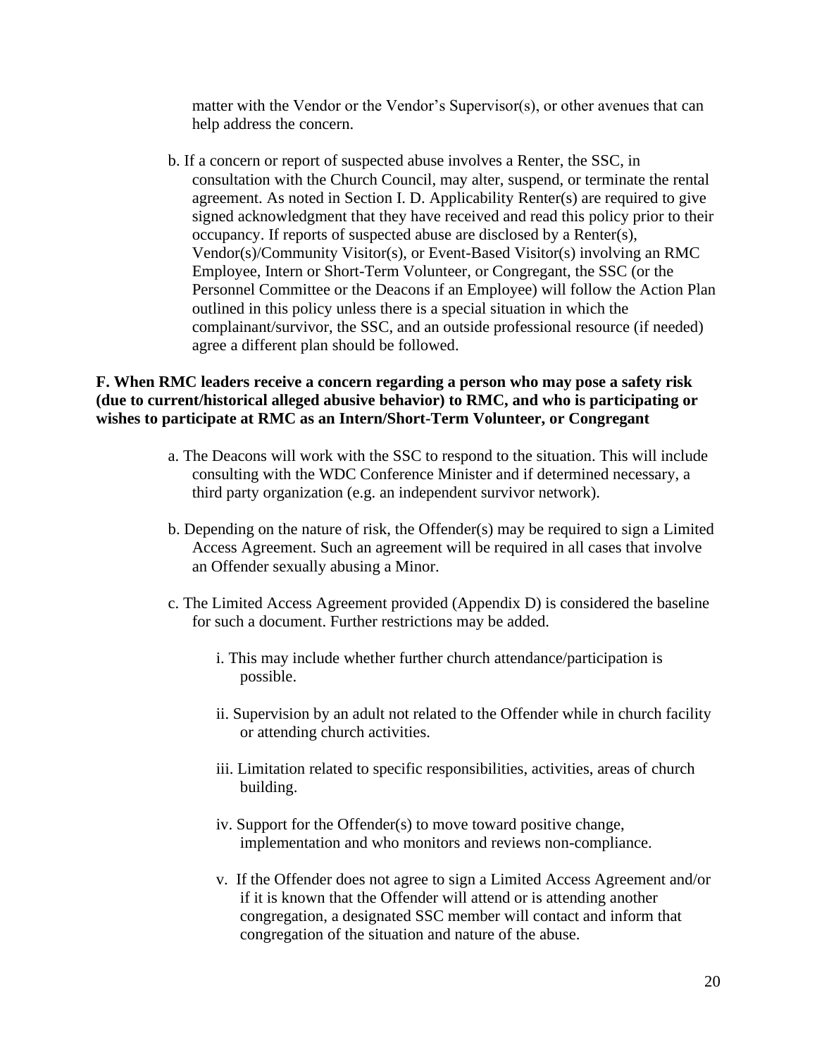matter with the Vendor or the Vendor's Supervisor(s), or other avenues that can help address the concern.

b. If a concern or report of suspected abuse involves a Renter, the SSC, in consultation with the Church Council, may alter, suspend, or terminate the rental agreement. As noted in Section I. D. Applicability Renter(s) are required to give signed acknowledgment that they have received and read this policy prior to their occupancy. If reports of suspected abuse are disclosed by a Renter(s), Vendor(s)/Community Visitor(s), or Event-Based Visitor(s) involving an RMC Employee, Intern or Short-Term Volunteer, or Congregant, the SSC (or the Personnel Committee or the Deacons if an Employee) will follow the Action Plan outlined in this policy unless there is a special situation in which the complainant/survivor, the SSC, and an outside professional resource (if needed) agree a different plan should be followed.

**F. When RMC leaders receive a concern regarding a person who may pose a safety risk (due to current/historical alleged abusive behavior) to RMC, and who is participating or wishes to participate at RMC as an Intern/Short-Term Volunteer, or Congregant**

a. The Deacons will work with the SSC to respond to the situation. This will include consulting with the WDC Conference Minister and if determined necessary, a third party organization (e.g. an independent survivor network).

b. Depending on the nature of risk, the Offender(s) may be required to sign a Limited Access Agreement. Such an agreement will be required in all cases that involve an Offender sexually abusing a Minor.

c. The Limited Access Agreement provided (Appendix D) is considered the baseline for such a document. Further restrictions may be added.

i. This may include whether further church attendance/participation is possible.

ii. Supervision by an adult not related to the Offender while in church facility or attending church activities.

iii. Limitation related to specific responsibilities, activities, areas of church building.

iv. Support for the Offender(s) to move toward positive change, implementation and who monitors and reviews non-compliance.

v. If the Offender does not agree to sign a Limited Access Agreement and/or if it is known that the Offender will attend or is attending another congregation, a designated SSC member will contact and inform that congregation of the situation and nature of the abuse.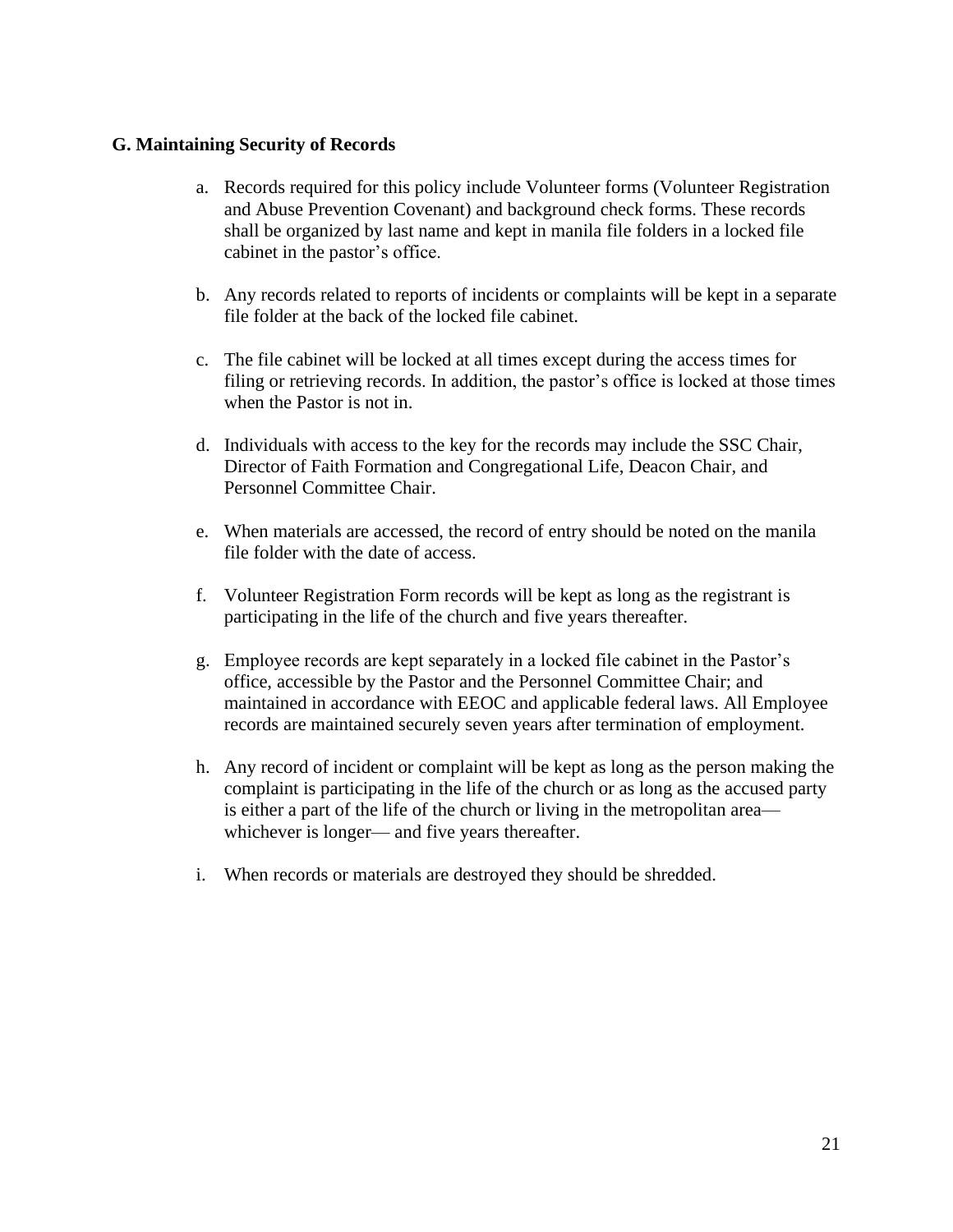**G. Maintaining Security of Records**

a. Records required for this policy include Volunteer forms (Volunteer Registration and Abuse Prevention Covenant) and background check forms. These records shall be organized by last name and kept in manila file folders in a locked file cabinet in the pastor's office.

b. Any records related to reports of incidents or complaints will be kept in a separate file folder at the back of the locked file cabinet.

c. The file cabinet will be locked at all times except during the access times for filing or retrieving records. In addition, the pastor's office is locked at those times when the Pastor is not in.

d. Individuals with access to the key for the records may include the SSC Chair, Director of Faith Formation and Congregational Life, Deacon Chair, and Personnel Committee Chair.

e. When materials are accessed, the record of entry should be noted on the manila file folder with the date of access.

f. Volunteer Registration Form records will be kept as long as the registrant is participating in the life of the church and five years thereafter.

g. Employee records are kept separately in a locked file cabinet in the Pastor's office, accessible by the Pastor and the Personnel Committee Chair; and maintained in accordance with EEOC and applicable federal laws. All Employee records are maintained securely seven years after termination of employment.

h. Any record of incident or complaint will be kept as long as the person making the complaint is participating in the life of the church or as long as the accused party is either a part of the life of the church or living in the metropolitan area— whichever is longer— and five years thereafter.

i. When records or materials are destroyed they should be shredded.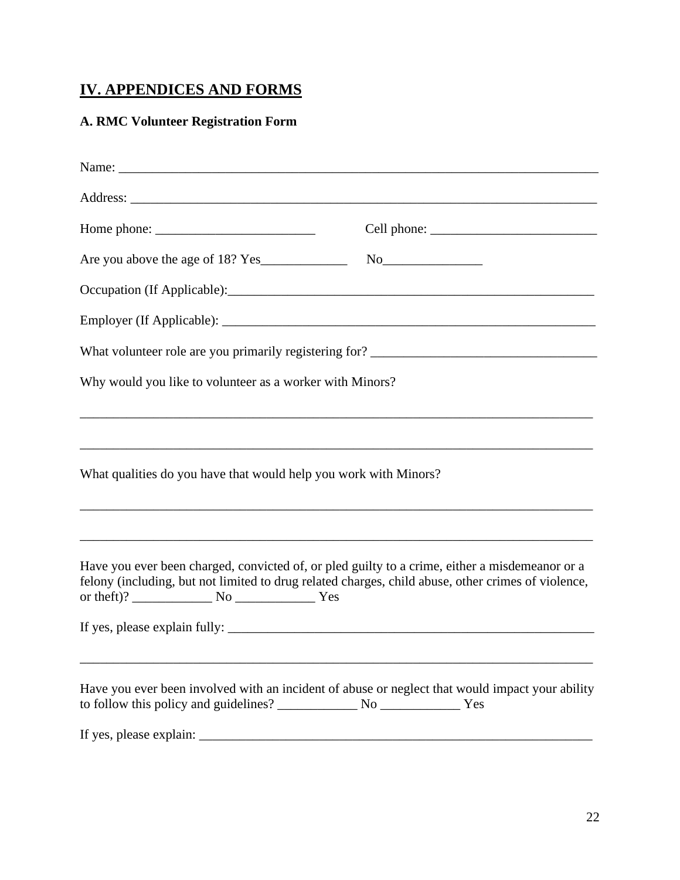# IV. APPENDICES AND FORMS

### A. RMC Volunteer Registration Form

Name: ___________________________________________________________________________

Address: _________________________________________________________________________

Home phone: ________________________ Cell phone: _________________________

Are you above the age of 18? Yes_____________ No_______________

Occupation (If Applicable):_________________________________________________________

Employer (If Applicable): __________________________________________________________

What volunteer role are you primarily registering for? ___________________________________

Why would you like to volunteer as a worker with Minors?

______________________________________________________________________________

______________________________________________________________________________

What qualities do you have that would help you work with Minors?

______________________________________________________________________________

______________________________________________________________________________

Have you ever been charged, convicted of, or pled guilty to a crime, either a misdemeanor or a felony (including, but not limited to drug related charges, child abuse, other crimes of violence, or theft)? ____________ No ____________ Yes

If yes, please explain fully: _________________________________________________________

______________________________________________________________________________

Have you ever been involved with an incident of abuse or neglect that would impact your ability to follow this policy and guidelines? ____________ No ____________ Yes

If yes, please explain: _____________________________________________________________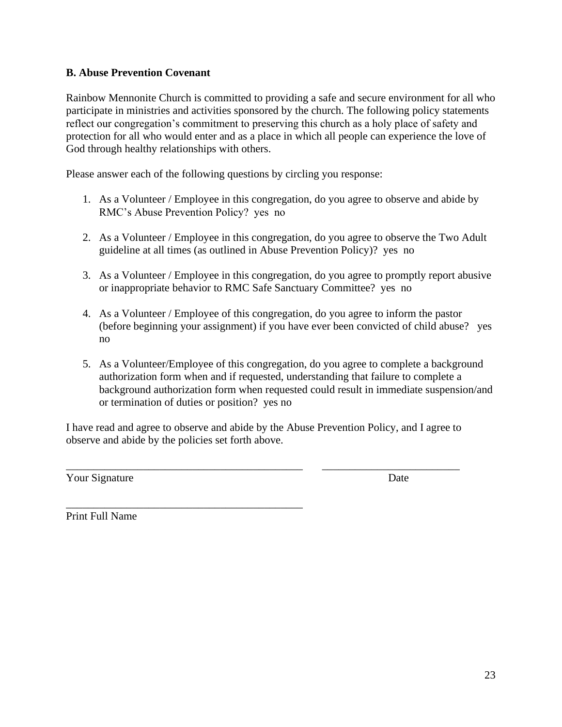**B. Abuse Prevention Covenant**

Rainbow Mennonite Church is committed to providing a safe and secure environment for all who participate in ministries and activities sponsored by the church. The following policy statements reflect our congregation's commitment to preserving this church as a holy place of safety and protection for all who would enter and as a place in which all people can experience the love of God through healthy relationships with others.

Please answer each of the following questions by circling you response:

1. As a Volunteer / Employee in this congregation, do you agree to observe and abide by RMC's Abuse Prevention Policy? yes no

2. As a Volunteer / Employee in this congregation, do you agree to observe the Two Adult guideline at all times (as outlined in Abuse Prevention Policy)? yes no

3. As a Volunteer / Employee in this congregation, do you agree to promptly report abusive or inappropriate behavior to RMC Safe Sanctuary Committee? yes no

4. As a Volunteer / Employee of this congregation, do you agree to inform the pastor (before beginning your assignment) if you have ever been convicted of child abuse? yes no

5. As a Volunteer/Employee of this congregation, do you agree to complete a background authorization form when and if requested, understanding that failure to complete a background authorization form when requested could result in immediate suspension/and or termination of duties or position? yes no

I have read and agree to observe and abide by the Abuse Prevention Policy, and I agree to observe and abide by the policies set forth above.

_____________________________________________ _________________________

Your Signature Date

_____________________________________________

Print Full Name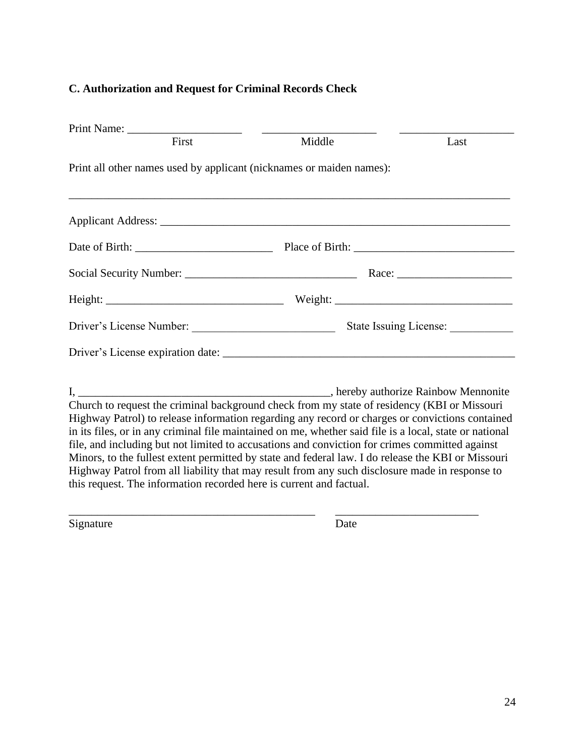### C. Authorization and Request for Criminal Records Check

Print Name: ____________________ ____________________ ____________________
First Middle Last

Print all other names used by applicant (nicknames or maiden names):

______________________________________________________________________________

Applicant Address: ______________________________________________________________

Date of Birth: ________________________ Place of Birth: ____________________________

Social Security Number: ______________________________ Race: ____________________

Height: _______________________________ Weight: _______________________________

Driver's License Number: _________________________ State Issuing License: ___________

Driver's License expiration date: ____________________________________________________

I, ____________________________________________, hereby authorize Rainbow Mennonite Church to request the criminal background check from my state of residency (KBI or Missouri Highway Patrol) to release information regarding any record or charges or convictions contained in its files, or in any criminal file maintained on me, whether said file is a local, state or national file, and including but not limited to accusations and conviction for crimes committed against Minors, to the fullest extent permitted by state and federal law. I do release the KBI or Missouri Highway Patrol from all liability that may result from any such disclosure made in response to this request. The information recorded here is current and factual.

____________________________________________ _________________________
Signature Date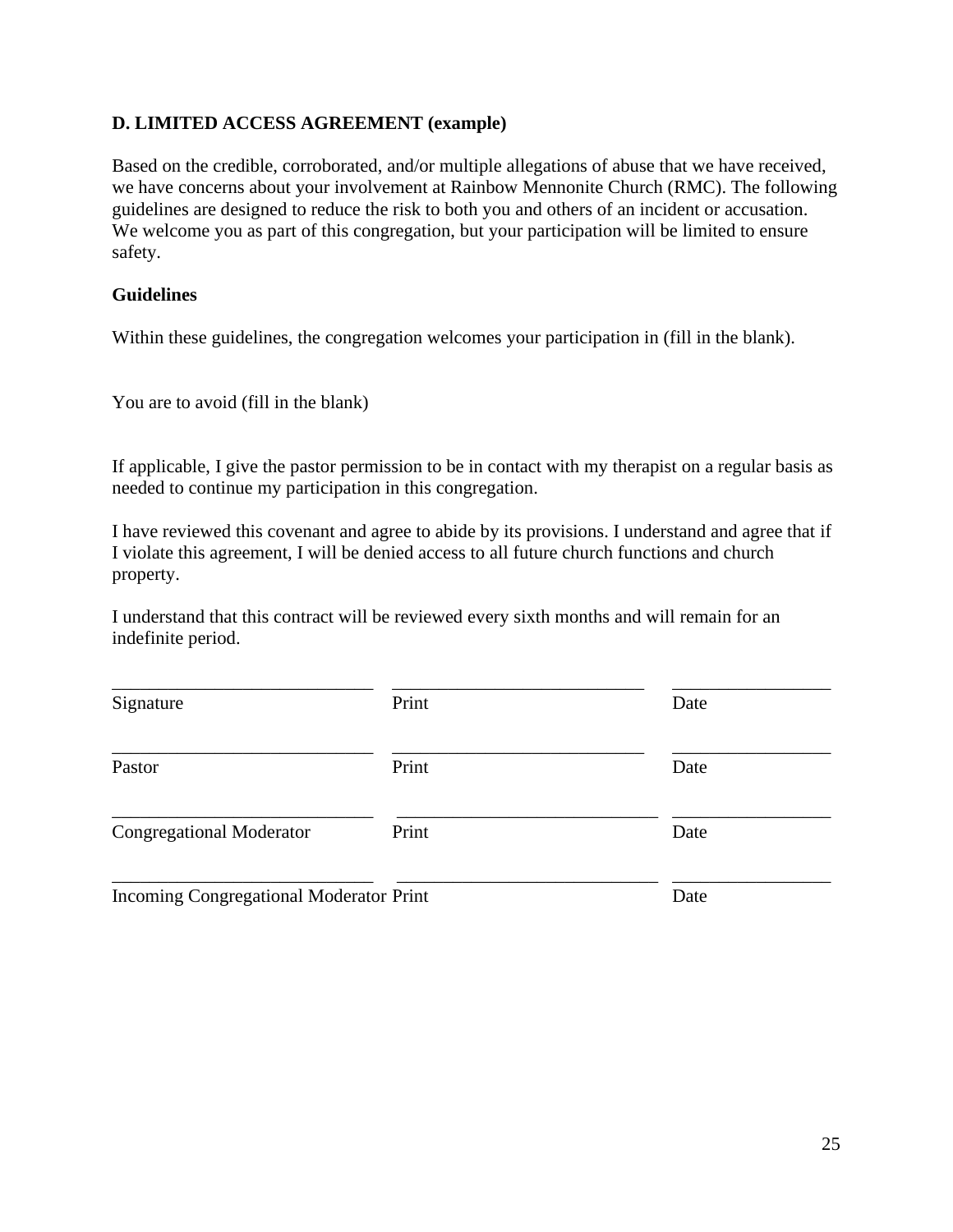**D. LIMITED ACCESS AGREEMENT (example)**

Based on the credible, corroborated, and/or multiple allegations of abuse that we have received, we have concerns about your involvement at Rainbow Mennonite Church (RMC). The following guidelines are designed to reduce the risk to both you and others of an incident or accusation. We welcome you as part of this congregation, but your participation will be limited to ensure safety.

**Guidelines**

Within these guidelines, the congregation welcomes your participation in (fill in the blank).

You are to avoid (fill in the blank)

If applicable, I give the pastor permission to be in contact with my therapist on a regular basis as needed to continue my participation in this congregation.

I have reviewed this covenant and agree to abide by its provisions. I understand and agree that if I violate this agreement, I will be denied access to all future church functions and church property.

I understand that this contract will be reviewed every sixth months and will remain for an indefinite period.

| ____________________________ | ___________________________ | _________________ |
|---|---|---|
| Signature | Print | Date |
| ____________________________ | ___________________________ | _________________ |
| Pastor | Print | Date |
| ____________________________ | ____________________________ | _________________ |
| Congregational Moderator | Print | Date |
| ____________________________ | ____________________________ | _________________ |
| Incoming Congregational Moderator | Print | Date |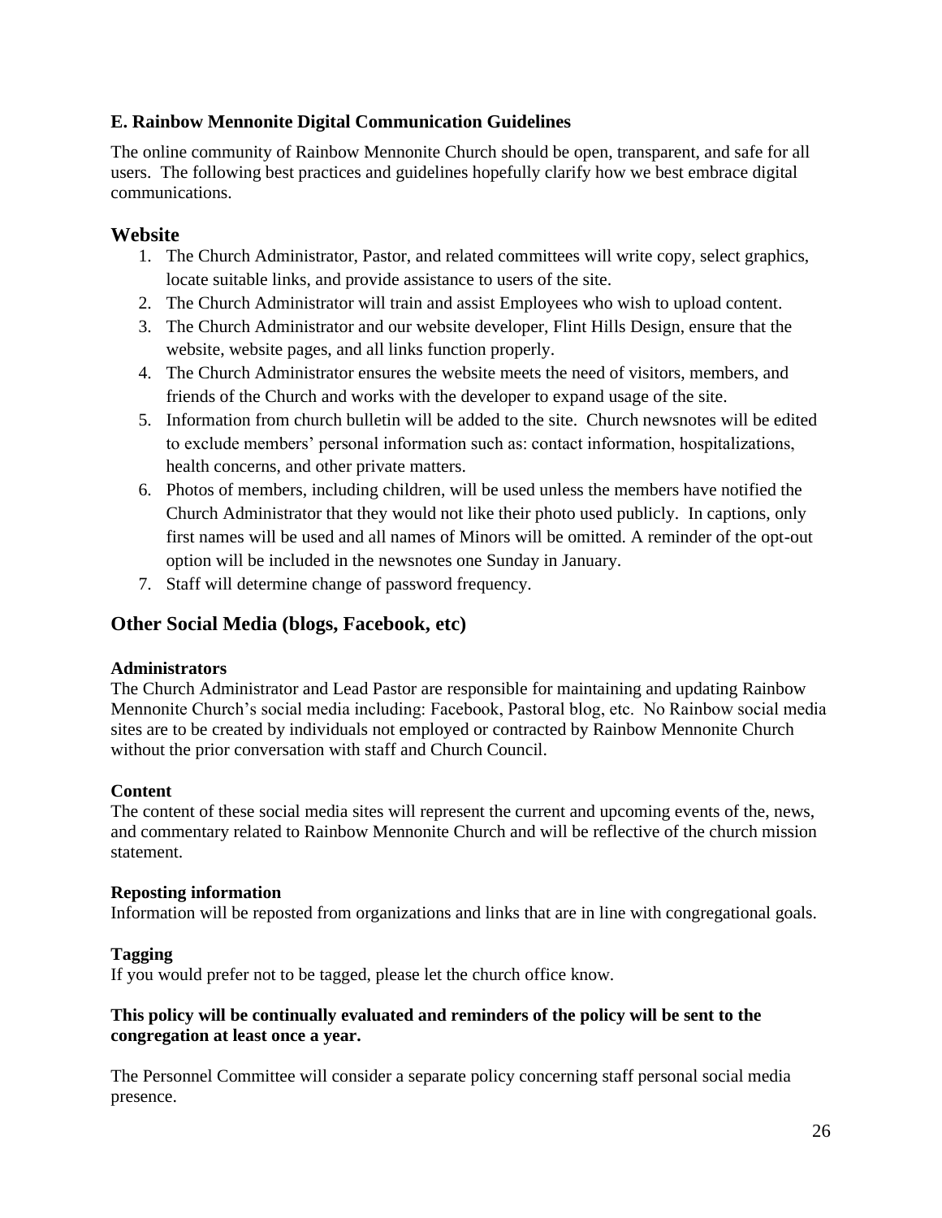### E. Rainbow Mennonite Digital Communication Guidelines

The online community of Rainbow Mennonite Church should be open, transparent, and safe for all users. The following best practices and guidelines hopefully clarify how we best embrace digital communications.

## Website

1. The Church Administrator, Pastor, and related committees will write copy, select graphics, locate suitable links, and provide assistance to users of the site.
2. The Church Administrator will train and assist Employees who wish to upload content.
3. The Church Administrator and our website developer, Flint Hills Design, ensure that the website, website pages, and all links function properly.
4. The Church Administrator ensures the website meets the need of visitors, members, and friends of the Church and works with the developer to expand usage of the site.
5. Information from church bulletin will be added to the site. Church newsnotes will be edited to exclude members' personal information such as: contact information, hospitalizations, health concerns, and other private matters.
6. Photos of members, including children, will be used unless the members have notified the Church Administrator that they would not like their photo used publicly. In captions, only first names will be used and all names of Minors will be omitted. A reminder of the opt-out option will be included in the newsnotes one Sunday in January.
7. Staff will determine change of password frequency.

## Other Social Media (blogs, Facebook, etc)

**Administrators**
The Church Administrator and Lead Pastor are responsible for maintaining and updating Rainbow Mennonite Church's social media including: Facebook, Pastoral blog, etc. No Rainbow social media sites are to be created by individuals not employed or contracted by Rainbow Mennonite Church without the prior conversation with staff and Church Council.

**Content**
The content of these social media sites will represent the current and upcoming events of the, news, and commentary related to Rainbow Mennonite Church and will be reflective of the church mission statement.

**Reposting information**
Information will be reposted from organizations and links that are in line with congregational goals.

**Tagging**
If you would prefer not to be tagged, please let the church office know.

**This policy will be continually evaluated and reminders of the policy will be sent to the congregation at least once a year.**

The Personnel Committee will consider a separate policy concerning staff personal social media presence.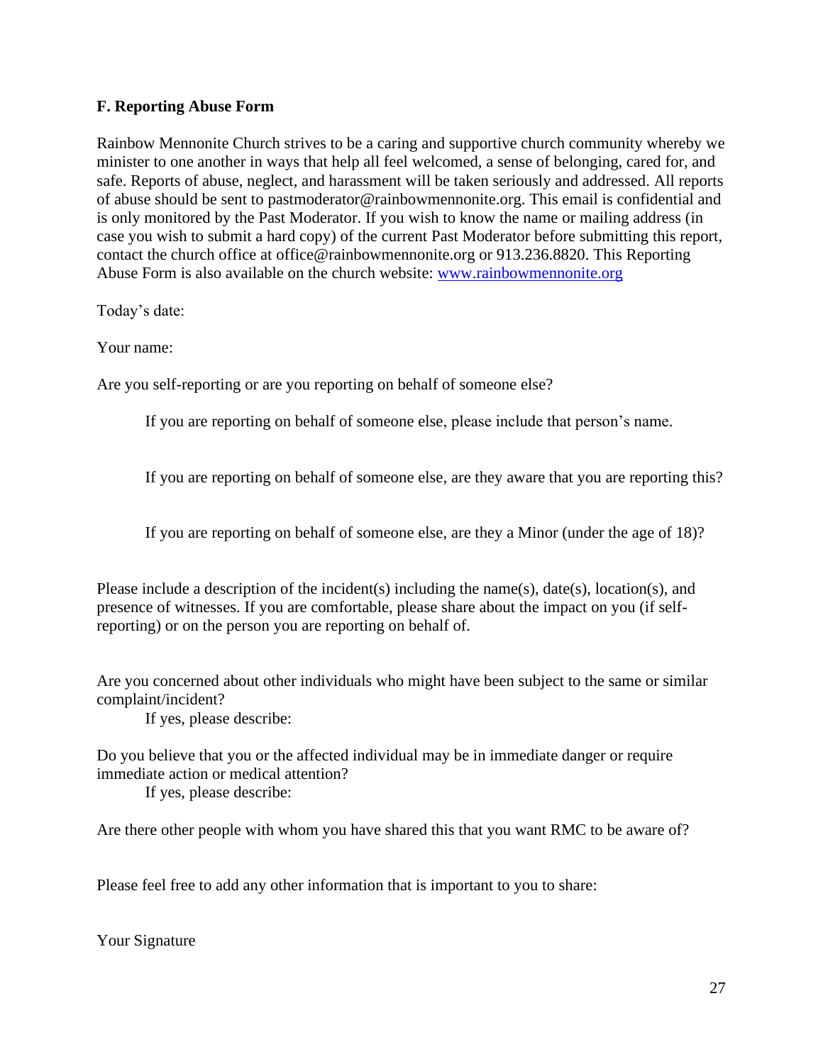### F. Reporting Abuse Form

Rainbow Mennonite Church strives to be a caring and supportive church community whereby we minister to one another in ways that help all feel welcomed, a sense of belonging, cared for, and safe. Reports of abuse, neglect, and harassment will be taken seriously and addressed. All reports of abuse should be sent to pastmoderator@rainbowmennonite.org. This email is confidential and is only monitored by the Past Moderator. If you wish to know the name or mailing address (in case you wish to submit a hard copy) of the current Past Moderator before submitting this report, contact the church office at office@rainbowmennonite.org or 913.236.8820. This Reporting Abuse Form is also available on the church website: [www.rainbowmennonite.org](http://www.rainbowmennonite.org)

Today's date:

Your name:

Are you self-reporting or are you reporting on behalf of someone else?

> If you are reporting on behalf of someone else, please include that person's name.
>
> If you are reporting on behalf of someone else, are they aware that you are reporting this?
>
> If you are reporting on behalf of someone else, are they a Minor (under the age of 18)?

Please include a description of the incident(s) including the name(s), date(s), location(s), and presence of witnesses. If you are comfortable, please share about the impact on you (if self-reporting) or on the person you are reporting on behalf of.

Are you concerned about other individuals who might have been subject to the same or similar complaint/incident?

> If yes, please describe:

Do you believe that you or the affected individual may be in immediate danger or require immediate action or medical attention?

> If yes, please describe:

Are there other people with whom you have shared this that you want RMC to be aware of?

Please feel free to add any other information that is important to you to share:

Your Signature